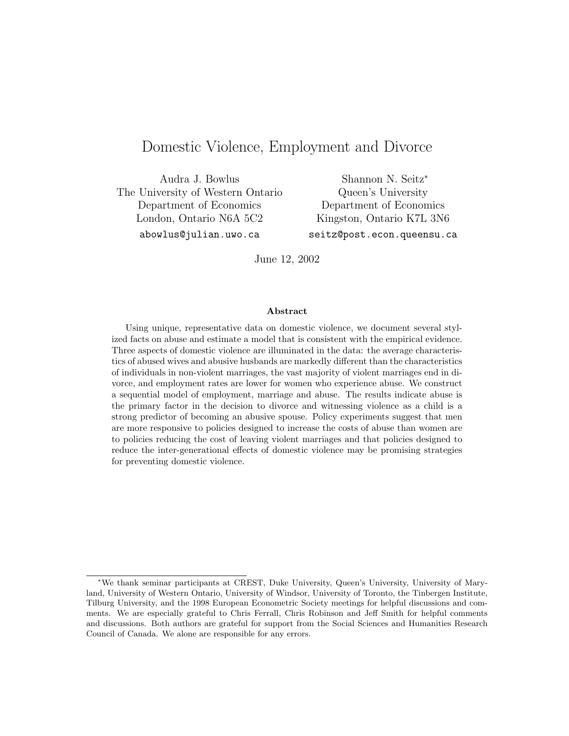# Domestic Violence, Employment and Divorce

Audra J. Bowlus
The University of Western Ontario
Department of Economics
London, Ontario N6A 5C2
abowlus@julian.uwo.ca

Shannon N. Seitz*
Queen's University
Department of Economics
Kingston, Ontario K7L 3N6
seitz@post.econ.queensu.ca

June 12, 2002

**Abstract**

Using unique, representative data on domestic violence, we document several stylized facts on abuse and estimate a model that is consistent with the empirical evidence. Three aspects of domestic violence are illuminated in the data: the average characteristics of abused wives and abusive husbands are markedly different than the characteristics of individuals in non-violent marriages, the vast majority of violent marriages end in divorce, and employment rates are lower for women who experience abuse. We construct a sequential model of employment, marriage and abuse. The results indicate abuse is the primary factor in the decision to divorce and witnessing violence as a child is a strong predictor of becoming an abusive spouse. Policy experiments suggest that men are more responsive to policies designed to increase the costs of abuse than women are to policies reducing the cost of leaving violent marriages and that policies designed to reduce the inter-generational effects of domestic violence may be promising strategies for preventing domestic violence.

---

*We thank seminar participants at CREST, Duke University, Queen's University, University of Maryland, University of Western Ontario, University of Windsor, University of Toronto, the Tinbergen Institute, Tilburg University, and the 1998 European Econometric Society meetings for helpful discussions and comments. We are especially grateful to Chris Ferrall, Chris Robinson and Jeff Smith for helpful comments and discussions. Both authors are grateful for support from the Social Sciences and Humanities Research Council of Canada. We alone are responsible for any errors.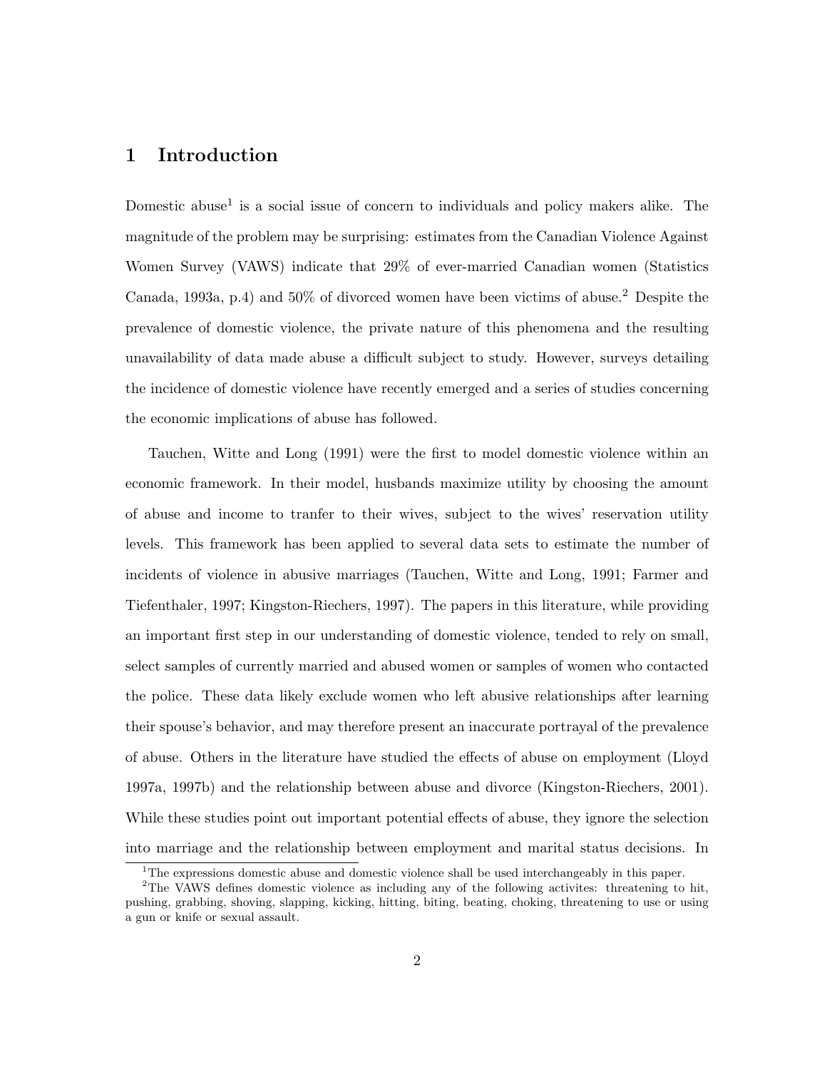# 1 Introduction

Domestic abuse[1] is a social issue of concern to individuals and policy makers alike. The magnitude of the problem may be surprising: estimates from the Canadian Violence Against Women Survey (VAWS) indicate that 29% of ever-married Canadian women (Statistics Canada, 1993a, p.4) and 50% of divorced women have been victims of abuse.[2] Despite the prevalence of domestic violence, the private nature of this phenomena and the resulting unavailability of data made abuse a difficult subject to study. However, surveys detailing the incidence of domestic violence have recently emerged and a series of studies concerning the economic implications of abuse has followed.

Tauchen, Witte and Long (1991) were the first to model domestic violence within an economic framework. In their model, husbands maximize utility by choosing the amount of abuse and income to tranfer to their wives, subject to the wives' reservation utility levels. This framework has been applied to several data sets to estimate the number of incidents of violence in abusive marriages (Tauchen, Witte and Long, 1991; Farmer and Tiefenthaler, 1997; Kingston-Riechers, 1997). The papers in this literature, while providing an important first step in our understanding of domestic violence, tended to rely on small, select samples of currently married and abused women or samples of women who contacted the police. These data likely exclude women who left abusive relationships after learning their spouse's behavior, and may therefore present an inaccurate portrayal of the prevalence of abuse. Others in the literature have studied the effects of abuse on employment (Lloyd 1997a, 1997b) and the relationship between abuse and divorce (Kingston-Riechers, 2001). While these studies point out important potential effects of abuse, they ignore the selection into marriage and the relationship between employment and marital status decisions. In

[1] The expressions domestic abuse and domestic violence shall be used interchangeably in this paper.

[2] The VAWS defines domestic violence as including any of the following activites: threatening to hit, pushing, grabbing, shoving, slapping, kicking, hitting, biting, beating, choking, threatening to use or using a gun or knife or sexual assault.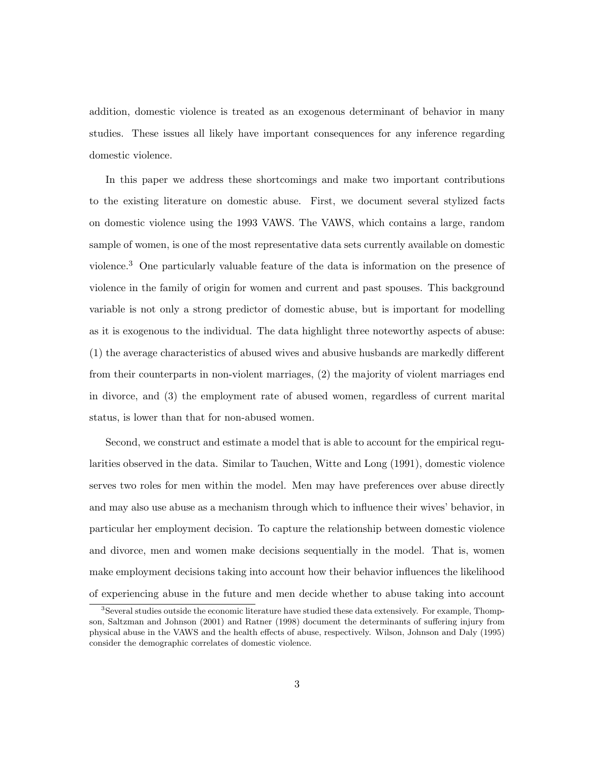addition, domestic violence is treated as an exogenous determinant of behavior in many studies. These issues all likely have important consequences for any inference regarding domestic violence.

In this paper we address these shortcomings and make two important contributions to the existing literature on domestic abuse. First, we document several stylized facts on domestic violence using the 1993 VAWS. The VAWS, which contains a large, random sample of women, is one of the most representative data sets currently available on domestic violence.[3] One particularly valuable feature of the data is information on the presence of violence in the family of origin for women and current and past spouses. This background variable is not only a strong predictor of domestic abuse, but is important for modelling as it is exogenous to the individual. The data highlight three noteworthy aspects of abuse: (1) the average characteristics of abused wives and abusive husbands are markedly different from their counterparts in non-violent marriages, (2) the majority of violent marriages end in divorce, and (3) the employment rate of abused women, regardless of current marital status, is lower than that for non-abused women.

Second, we construct and estimate a model that is able to account for the empirical regularities observed in the data. Similar to Tauchen, Witte and Long (1991), domestic violence serves two roles for men within the model. Men may have preferences over abuse directly and may also use abuse as a mechanism through which to influence their wives' behavior, in particular her employment decision. To capture the relationship between domestic violence and divorce, men and women make decisions sequentially in the model. That is, women make employment decisions taking into account how their behavior influences the likelihood of experiencing abuse in the future and men decide whether to abuse taking into account

[3] Several studies outside the economic literature have studied these data extensively. For example, Thompson, Saltzman and Johnson (2001) and Ratner (1998) document the determinants of suffering injury from physical abuse in the VAWS and the health effects of abuse, respectively. Wilson, Johnson and Daly (1995) consider the demographic correlates of domestic violence.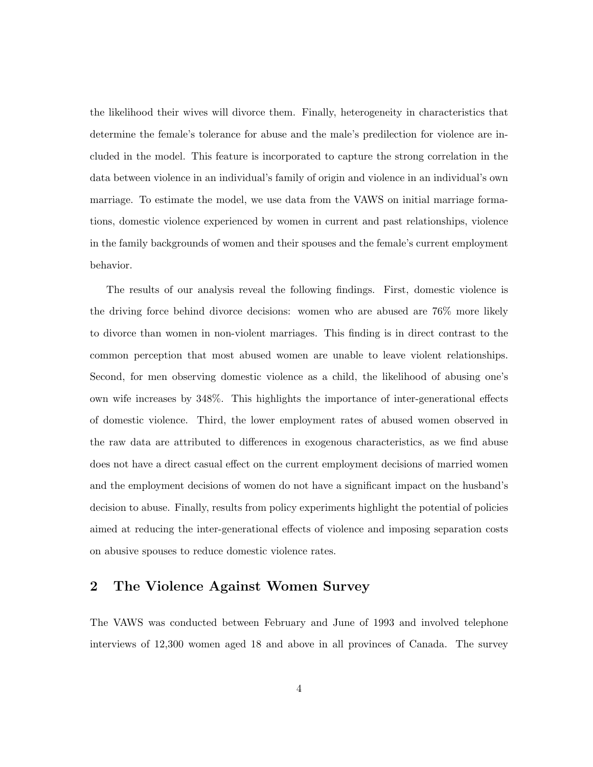the likelihood their wives will divorce them. Finally, heterogeneity in characteristics that determine the female's tolerance for abuse and the male's predilection for violence are included in the model. This feature is incorporated to capture the strong correlation in the data between violence in an individual's family of origin and violence in an individual's own marriage. To estimate the model, we use data from the VAWS on initial marriage formations, domestic violence experienced by women in current and past relationships, violence in the family backgrounds of women and their spouses and the female's current employment behavior.

The results of our analysis reveal the following findings. First, domestic violence is the driving force behind divorce decisions: women who are abused are 76% more likely to divorce than women in non-violent marriages. This finding is in direct contrast to the common perception that most abused women are unable to leave violent relationships. Second, for men observing domestic violence as a child, the likelihood of abusing one's own wife increases by 348%. This highlights the importance of inter-generational effects of domestic violence. Third, the lower employment rates of abused women observed in the raw data are attributed to differences in exogenous characteristics, as we find abuse does not have a direct casual effect on the current employment decisions of married women and the employment decisions of women do not have a significant impact on the husband's decision to abuse. Finally, results from policy experiments highlight the potential of policies aimed at reducing the inter-generational effects of violence and imposing separation costs on abusive spouses to reduce domestic violence rates.

## 2 The Violence Against Women Survey

The VAWS was conducted between February and June of 1993 and involved telephone interviews of 12,300 women aged 18 and above in all provinces of Canada. The survey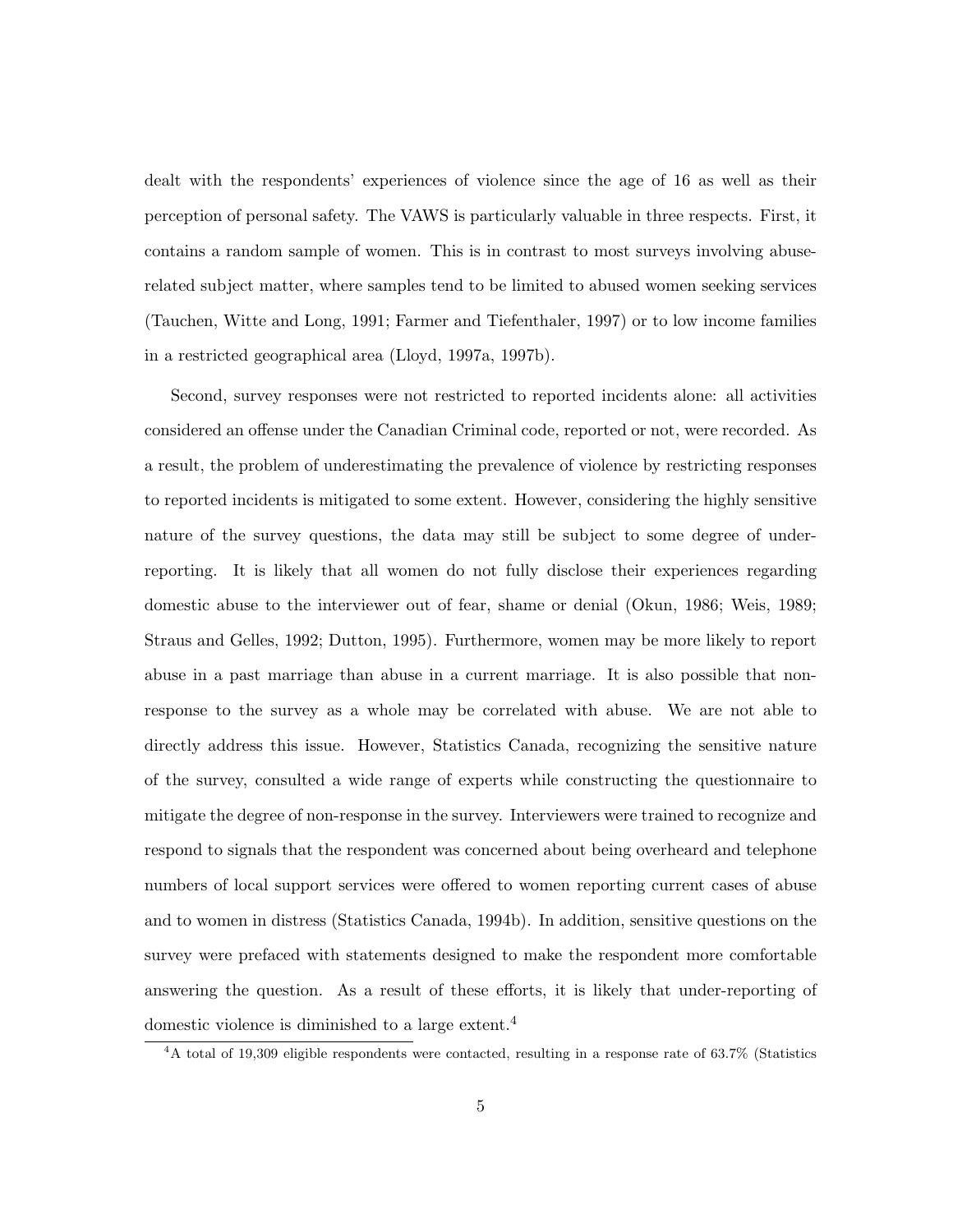dealt with the respondents' experiences of violence since the age of 16 as well as their perception of personal safety. The VAWS is particularly valuable in three respects. First, it contains a random sample of women. This is in contrast to most surveys involving abuse-related subject matter, where samples tend to be limited to abused women seeking services (Tauchen, Witte and Long, 1991; Farmer and Tiefenthaler, 1997) or to low income families in a restricted geographical area (Lloyd, 1997a, 1997b).

Second, survey responses were not restricted to reported incidents alone: all activities considered an offense under the Canadian Criminal code, reported or not, were recorded. As a result, the problem of underestimating the prevalence of violence by restricting responses to reported incidents is mitigated to some extent. However, considering the highly sensitive nature of the survey questions, the data may still be subject to some degree of under-reporting. It is likely that all women do not fully disclose their experiences regarding domestic abuse to the interviewer out of fear, shame or denial (Okun, 1986; Weis, 1989; Straus and Gelles, 1992; Dutton, 1995). Furthermore, women may be more likely to report abuse in a past marriage than abuse in a current marriage. It is also possible that non-response to the survey as a whole may be correlated with abuse. We are not able to directly address this issue. However, Statistics Canada, recognizing the sensitive nature of the survey, consulted a wide range of experts while constructing the questionnaire to mitigate the degree of non-response in the survey. Interviewers were trained to recognize and respond to signals that the respondent was concerned about being overheard and telephone numbers of local support services were offered to women reporting current cases of abuse and to women in distress (Statistics Canada, 1994b). In addition, sensitive questions on the survey were prefaced with statements designed to make the respondent more comfortable answering the question. As a result of these efforts, it is likely that under-reporting of domestic violence is diminished to a large extent.[4]

[4]A total of 19,309 eligible respondents were contacted, resulting in a response rate of 63.7% (Statistics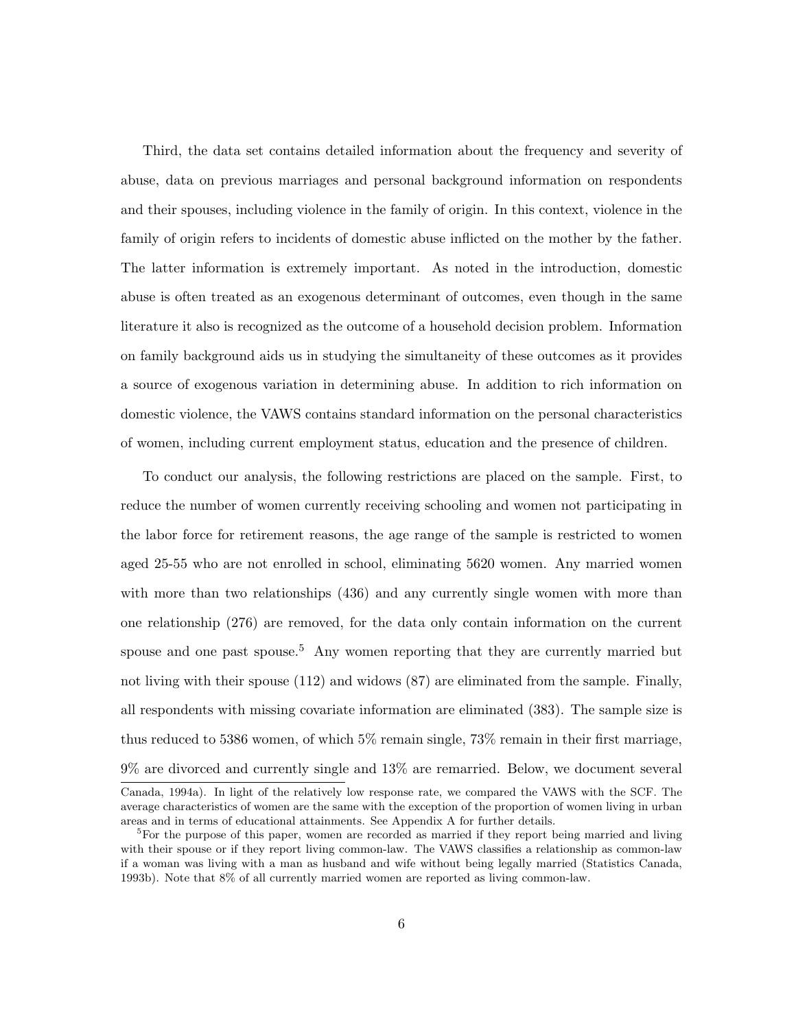Third, the data set contains detailed information about the frequency and severity of abuse, data on previous marriages and personal background information on respondents and their spouses, including violence in the family of origin. In this context, violence in the family of origin refers to incidents of domestic abuse inflicted on the mother by the father. The latter information is extremely important. As noted in the introduction, domestic abuse is often treated as an exogenous determinant of outcomes, even though in the same literature it also is recognized as the outcome of a household decision problem. Information on family background aids us in studying the simultaneity of these outcomes as it provides a source of exogenous variation in determining abuse. In addition to rich information on domestic violence, the VAWS contains standard information on the personal characteristics of women, including current employment status, education and the presence of children.

To conduct our analysis, the following restrictions are placed on the sample. First, to reduce the number of women currently receiving schooling and women not participating in the labor force for retirement reasons, the age range of the sample is restricted to women aged 25-55 who are not enrolled in school, eliminating 5620 women. Any married women with more than two relationships (436) and any currently single women with more than one relationship (276) are removed, for the data only contain information on the current spouse and one past spouse.[5] Any women reporting that they are currently married but not living with their spouse (112) and widows (87) are eliminated from the sample. Finally, all respondents with missing covariate information are eliminated (383). The sample size is thus reduced to 5386 women, of which 5% remain single, 73% remain in their first marriage, 9% are divorced and currently single and 13% are remarried. Below, we document several

Canada, 1994a). In light of the relatively low response rate, we compared the VAWS with the SCF. The average characteristics of women are the same with the exception of the proportion of women living in urban areas and in terms of educational attainments. See Appendix A for further details.

[5] For the purpose of this paper, women are recorded as married if they report being married and living with their spouse or if they report living common-law. The VAWS classifies a relationship as common-law if a woman was living with a man as husband and wife without being legally married (Statistics Canada, 1993b). Note that 8% of all currently married women are reported as living common-law.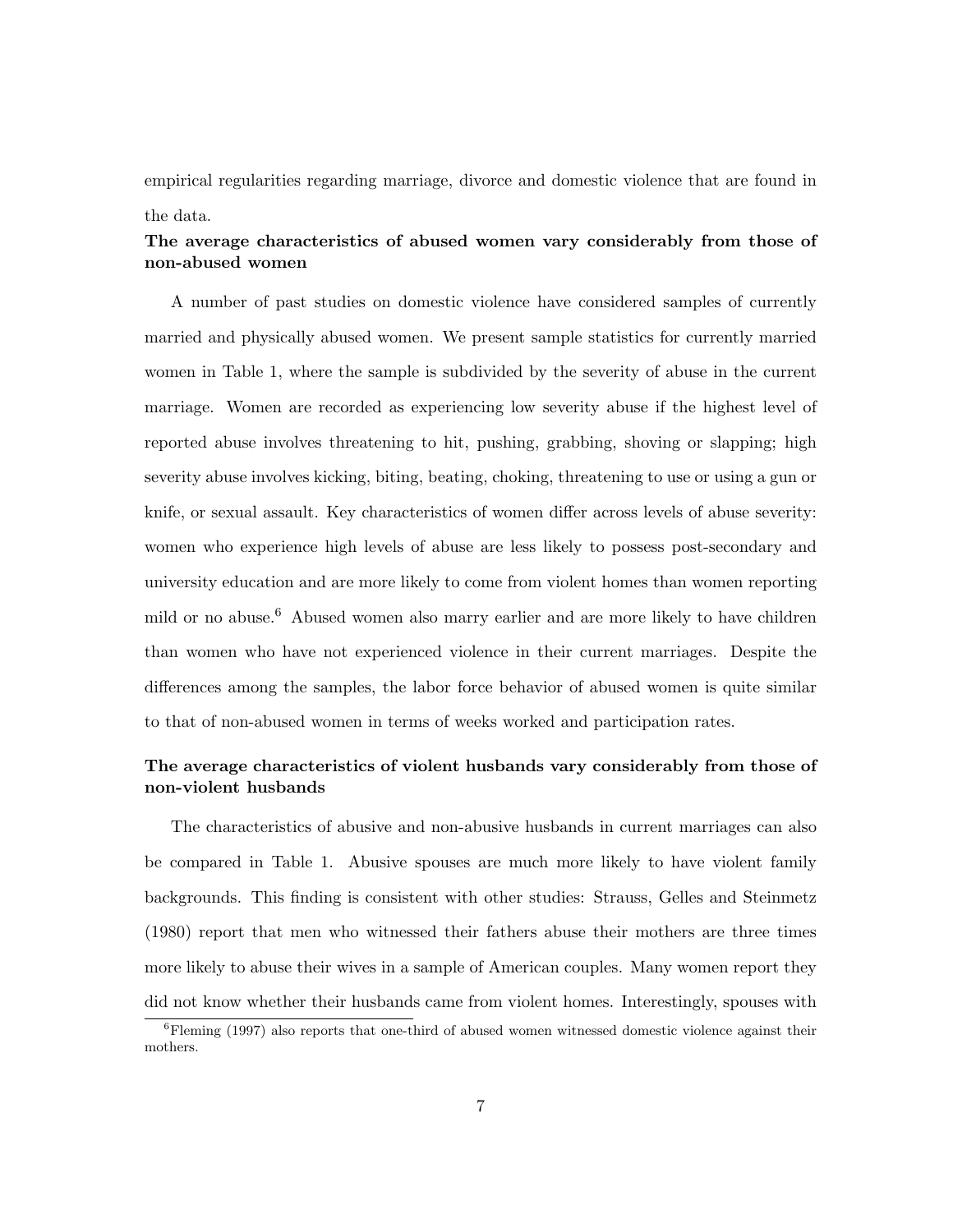empirical regularities regarding marriage, divorce and domestic violence that are found in the data.

### The average characteristics of abused women vary considerably from those of non-abused women

A number of past studies on domestic violence have considered samples of currently married and physically abused women. We present sample statistics for currently married women in Table 1, where the sample is subdivided by the severity of abuse in the current marriage. Women are recorded as experiencing low severity abuse if the highest level of reported abuse involves threatening to hit, pushing, grabbing, shoving or slapping; high severity abuse involves kicking, biting, beating, choking, threatening to use or using a gun or knife, or sexual assault. Key characteristics of women differ across levels of abuse severity: women who experience high levels of abuse are less likely to possess post-secondary and university education and are more likely to come from violent homes than women reporting mild or no abuse.[6] Abused women also marry earlier and are more likely to have children than women who have not experienced violence in their current marriages. Despite the differences among the samples, the labor force behavior of abused women is quite similar to that of non-abused women in terms of weeks worked and participation rates.

### The average characteristics of violent husbands vary considerably from those of non-violent husbands

The characteristics of abusive and non-abusive husbands in current marriages can also be compared in Table 1. Abusive spouses are much more likely to have violent family backgrounds. This finding is consistent with other studies: Strauss, Gelles and Steinmetz (1980) report that men who witnessed their fathers abuse their mothers are three times more likely to abuse their wives in a sample of American couples. Many women report they did not know whether their husbands came from violent homes. Interestingly, spouses with

[6] Fleming (1997) also reports that one-third of abused women witnessed domestic violence against their mothers.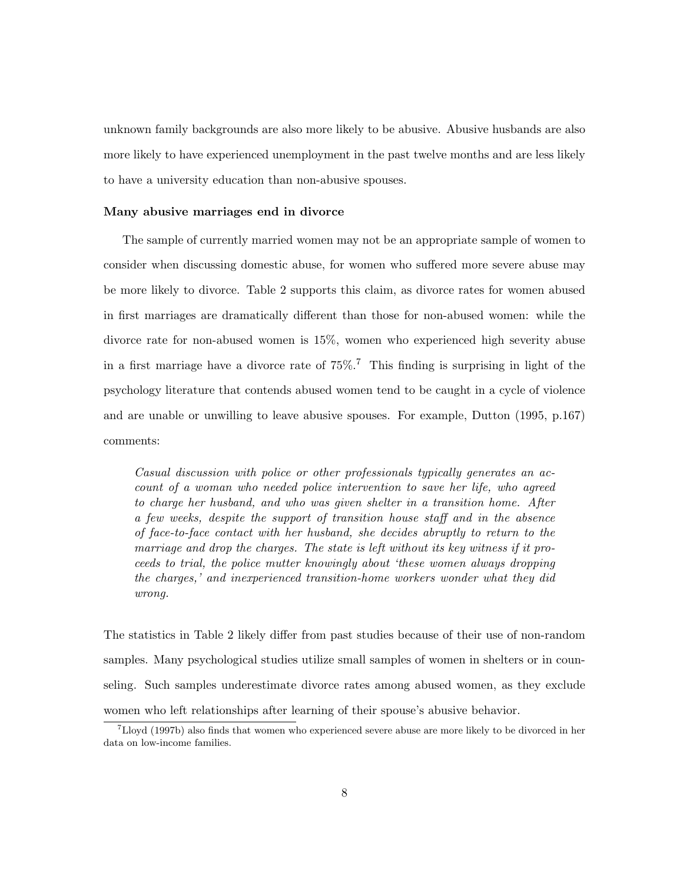unknown family backgrounds are also more likely to be abusive. Abusive husbands are also more likely to have experienced unemployment in the past twelve months and are less likely to have a university education than non-abusive spouses.

**Many abusive marriages end in divorce**

The sample of currently married women may not be an appropriate sample of women to consider when discussing domestic abuse, for women who suffered more severe abuse may be more likely to divorce. Table 2 supports this claim, as divorce rates for women abused in first marriages are dramatically different than those for non-abused women: while the divorce rate for non-abused women is 15%, women who experienced high severity abuse in a first marriage have a divorce rate of 75%.[7] This finding is surprising in light of the psychology literature that contends abused women tend to be caught in a cycle of violence and are unable or unwilling to leave abusive spouses. For example, Dutton (1995, p.167) comments:

> *Casual discussion with police or other professionals typically generates an account of a woman who needed police intervention to save her life, who agreed to charge her husband, and who was given shelter in a transition home. After a few weeks, despite the support of transition house staff and in the absence of face-to-face contact with her husband, she decides abruptly to return to the marriage and drop the charges. The state is left without its key witness if it proceeds to trial, the police mutter knowingly about 'these women always dropping the charges,' and inexperienced transition-home workers wonder what they did wrong.*

The statistics in Table 2 likely differ from past studies because of their use of non-random samples. Many psychological studies utilize small samples of women in shelters or in counseling. Such samples underestimate divorce rates among abused women, as they exclude women who left relationships after learning of their spouse's abusive behavior.

[7] Lloyd (1997b) also finds that women who experienced severe abuse are more likely to be divorced in her data on low-income families.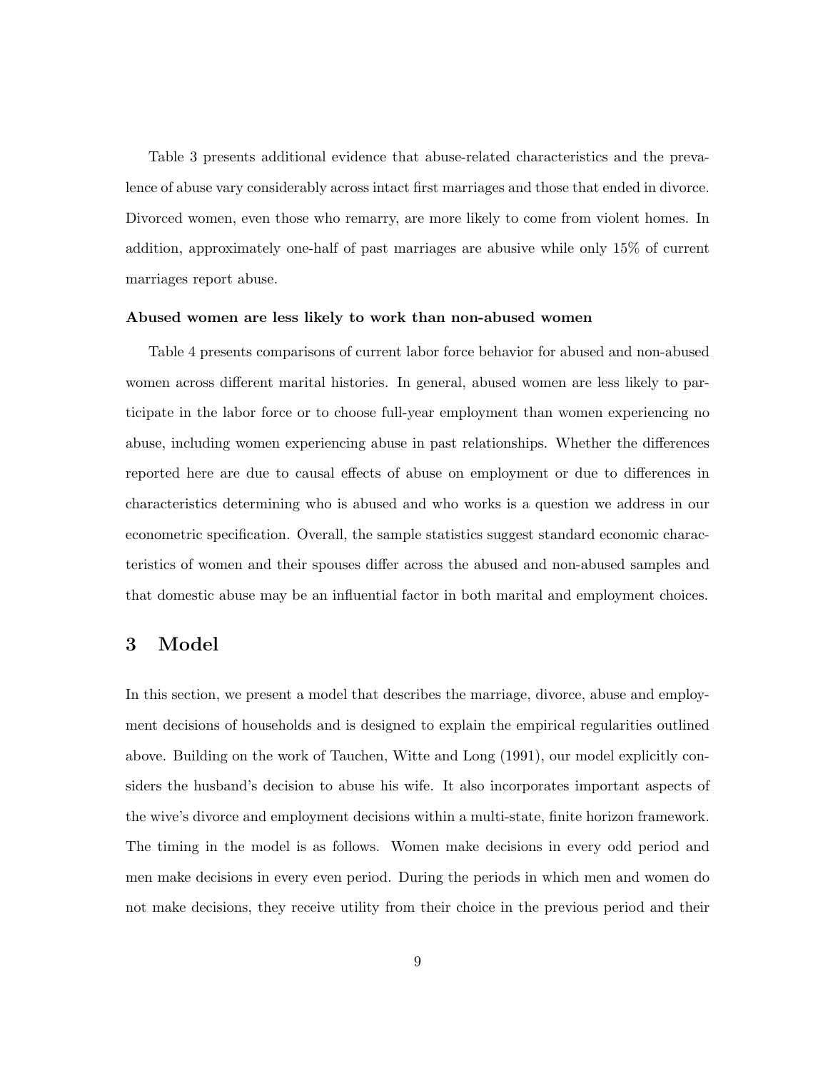Table 3 presents additional evidence that abuse-related characteristics and the prevalence of abuse vary considerably across intact first marriages and those that ended in divorce. Divorced women, even those who remarry, are more likely to come from violent homes. In addition, approximately one-half of past marriages are abusive while only 15% of current marriages report abuse.

**Abused women are less likely to work than non-abused women**

Table 4 presents comparisons of current labor force behavior for abused and non-abused women across different marital histories. In general, abused women are less likely to participate in the labor force or to choose full-year employment than women experiencing no abuse, including women experiencing abuse in past relationships. Whether the differences reported here are due to causal effects of abuse on employment or due to differences in characteristics determining who is abused and who works is a question we address in our econometric specification. Overall, the sample statistics suggest standard economic characteristics of women and their spouses differ across the abused and non-abused samples and that domestic abuse may be an influential factor in both marital and employment choices.

## 3 Model

In this section, we present a model that describes the marriage, divorce, abuse and employment decisions of households and is designed to explain the empirical regularities outlined above. Building on the work of Tauchen, Witte and Long (1991), our model explicitly considers the husband's decision to abuse his wife. It also incorporates important aspects of the wive's divorce and employment decisions within a multi-state, finite horizon framework. The timing in the model is as follows. Women make decisions in every odd period and men make decisions in every even period. During the periods in which men and women do not make decisions, they receive utility from their choice in the previous period and their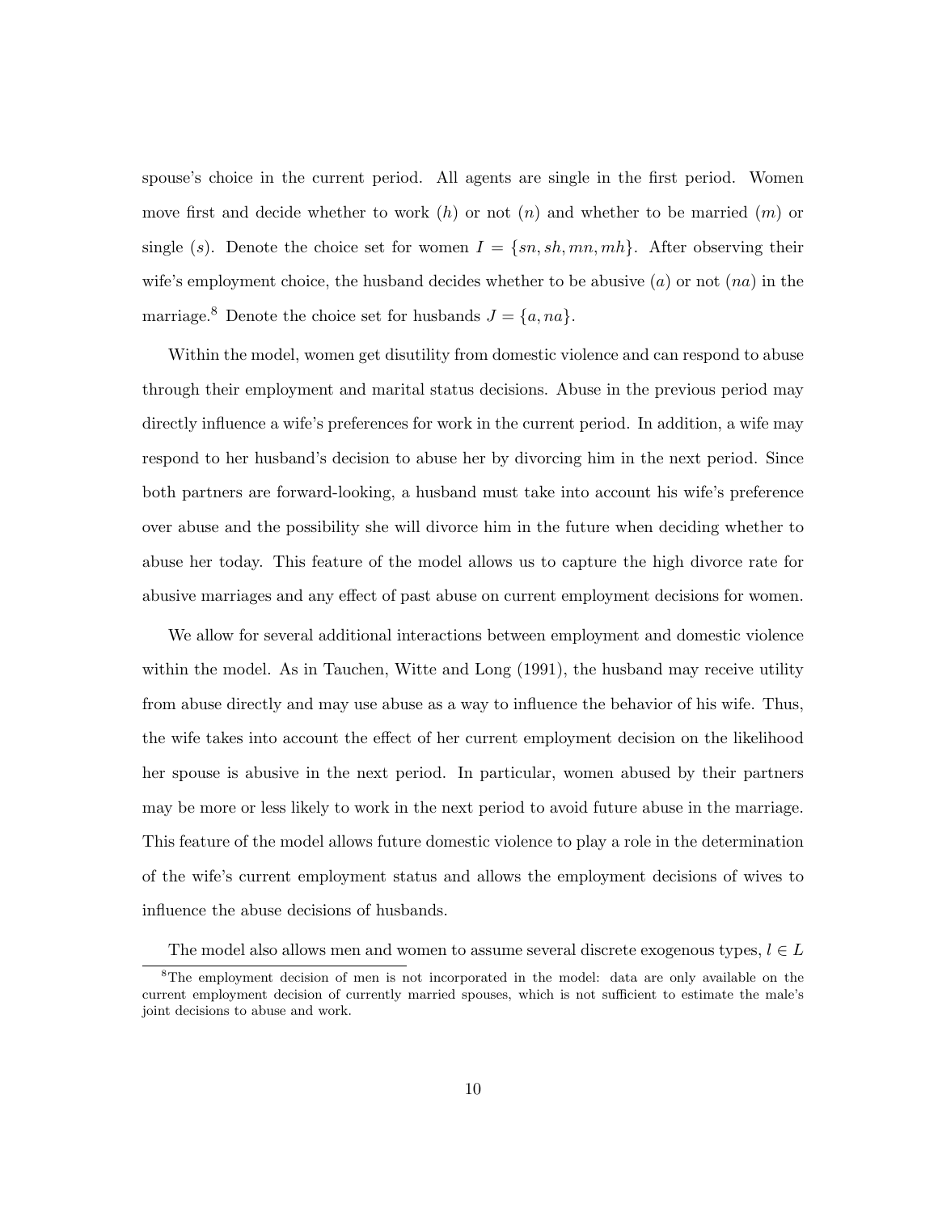spouse's choice in the current period. All agents are single in the first period. Women move first and decide whether to work ($h$) or not ($n$) and whether to be married ($m$) or single ($s$). Denote the choice set for women $I = \{sn, sh, mn, mh\}$. After observing their wife's employment choice, the husband decides whether to be abusive ($a$) or not ($na$) in the marriage.[8] Denote the choice set for husbands $J = \{a, na\}$.

Within the model, women get disutility from domestic violence and can respond to abuse through their employment and marital status decisions. Abuse in the previous period may directly influence a wife's preferences for work in the current period. In addition, a wife may respond to her husband's decision to abuse her by divorcing him in the next period. Since both partners are forward-looking, a husband must take into account his wife's preference over abuse and the possibility she will divorce him in the future when deciding whether to abuse her today. This feature of the model allows us to capture the high divorce rate for abusive marriages and any effect of past abuse on current employment decisions for women.

We allow for several additional interactions between employment and domestic violence within the model. As in Tauchen, Witte and Long (1991), the husband may receive utility from abuse directly and may use abuse as a way to influence the behavior of his wife. Thus, the wife takes into account the effect of her current employment decision on the likelihood her spouse is abusive in the next period. In particular, women abused by their partners may be more or less likely to work in the next period to avoid future abuse in the marriage. This feature of the model allows future domestic violence to play a role in the determination of the wife's current employment status and allows the employment decisions of wives to influence the abuse decisions of husbands.

The model also allows men and women to assume several discrete exogenous types, $l \in L$

[8] The employment decision of men is not incorporated in the model: data are only available on the current employment decision of currently married spouses, which is not sufficient to estimate the male's joint decisions to abuse and work.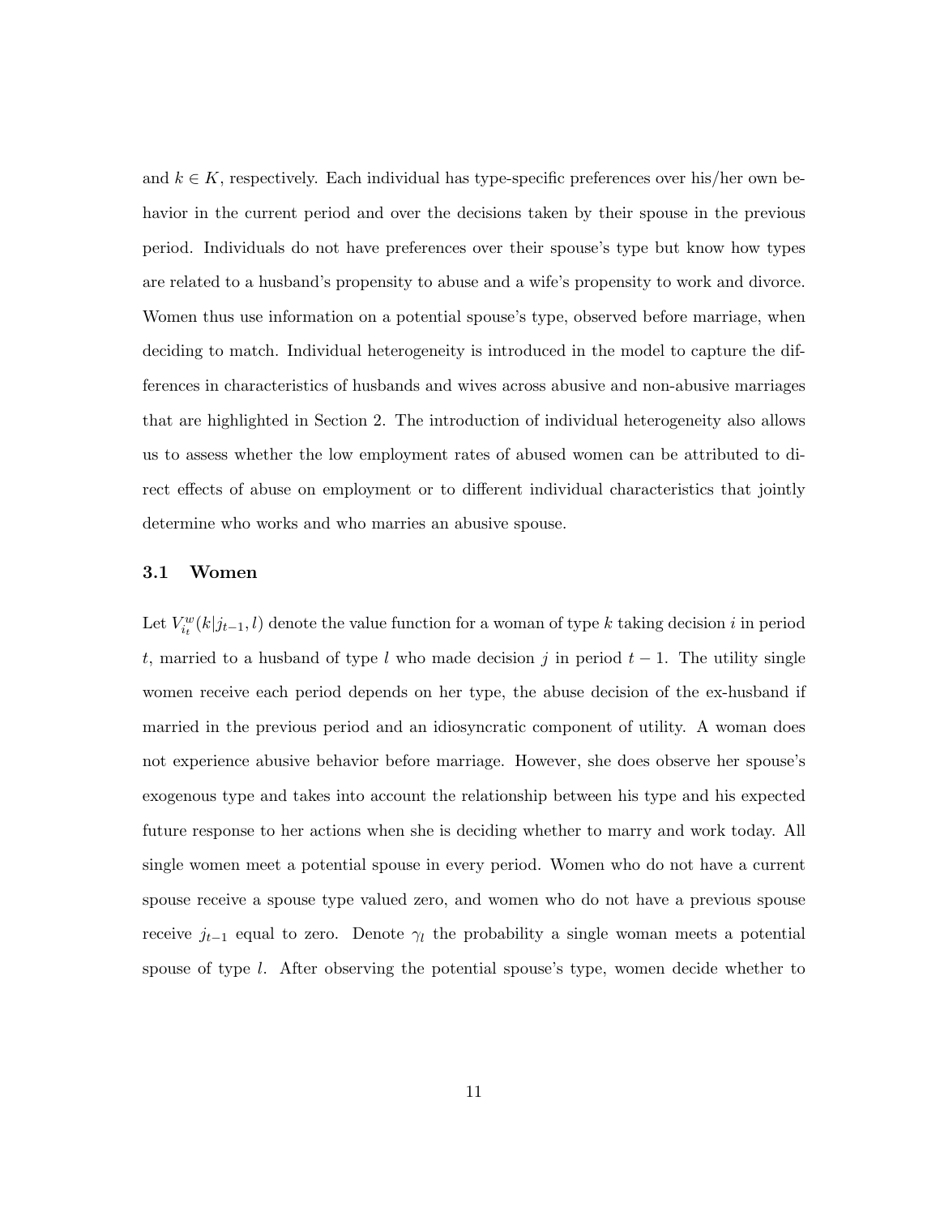and $k \in K$, respectively. Each individual has type-specific preferences over his/her own behavior in the current period and over the decisions taken by their spouse in the previous period. Individuals do not have preferences over their spouse's type but know how types are related to a husband's propensity to abuse and a wife's propensity to work and divorce. Women thus use information on a potential spouse's type, observed before marriage, when deciding to match. Individual heterogeneity is introduced in the model to capture the differences in characteristics of husbands and wives across abusive and non-abusive marriages that are highlighted in Section 2. The introduction of individual heterogeneity also allows us to assess whether the low employment rates of abused women can be attributed to direct effects of abuse on employment or to different individual characteristics that jointly determine who works and who marries an abusive spouse.

### 3.1 Women

Let $V^w_{i_t}(k|j_{t-1}, l)$ denote the value function for a woman of type $k$ taking decision $i$ in period $t$, married to a husband of type $l$ who made decision $j$ in period $t-1$. The utility single women receive each period depends on her type, the abuse decision of the ex-husband if married in the previous period and an idiosyncratic component of utility. A woman does not experience abusive behavior before marriage. However, she does observe her spouse's exogenous type and takes into account the relationship between his type and his expected future response to her actions when she is deciding whether to marry and work today. All single women meet a potential spouse in every period. Women who do not have a current spouse receive a spouse type valued zero, and women who do not have a previous spouse receive $j_{t-1}$ equal to zero. Denote $\gamma_l$ the probability a single woman meets a potential spouse of type $l$. After observing the potential spouse's type, women decide whether to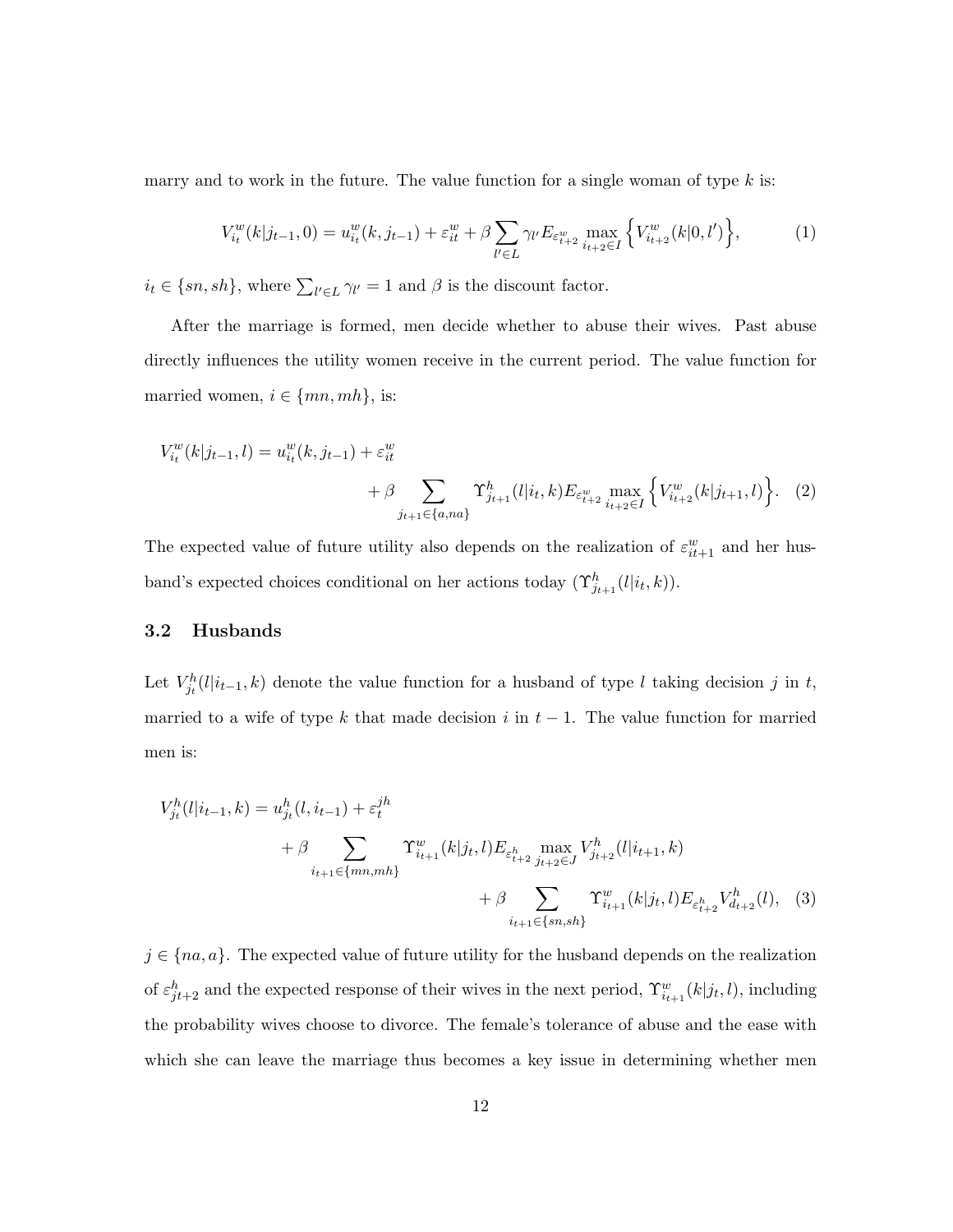marry and to work in the future. The value function for a single woman of type $k$ is:

$$V_{i_t}^w(k|j_{t-1}, 0) = u_{i_t}^w(k, j_{t-1}) + \varepsilon_{it}^w + \beta \sum_{l' \in L} \gamma_{l'} E_{\varepsilon_{t+2}^w} \max_{i_{t+2} \in I} \Big\{ V_{i_{t+2}}^w(k|0, l') \Big\}, \tag{1}$$

$i_t \in \{sn, sh\}$, where $\sum_{l' \in L} \gamma_{l'} = 1$ and $\beta$ is the discount factor.

After the marriage is formed, men decide whether to abuse their wives. Past abuse directly influences the utility women receive in the current period. The value function for married women, $i \in \{mn, mh\}$, is:

$$V_{i_t}^w(k|j_{t-1}, l) = u_{i_t}^w(k, j_{t-1}) + \varepsilon_{it}^w + \beta \sum_{j_{t+1} \in \{a, na\}} \Upsilon_{j_{t+1}}^h(l|i_t, k) E_{\varepsilon_{t+2}^w} \max_{i_{t+2} \in I} \Big\{ V_{i_{t+2}}^w(k|j_{t+1}, l) \Big\}. \tag{2}$$

The expected value of future utility also depends on the realization of $\varepsilon_{it+1}^w$ and her husband's expected choices conditional on her actions today ($\Upsilon_{j_{t+1}}^h(l|i_t, k)$).

### 3.2 Husbands

Let $V_{j_t}^h(l|i_{t-1}, k)$ denote the value function for a husband of type $l$ taking decision $j$ in $t$, married to a wife of type $k$ that made decision $i$ in $t-1$. The value function for married men is:

$$V_{j_t}^h(l|i_{t-1}, k) = u_{j_t}^h(l, i_{t-1}) + \varepsilon_t^{jh} + \beta \sum_{i_{t+1} \in \{mn, mh\}} \Upsilon_{i_{t+1}}^w(k|j_t, l) E_{\varepsilon_{t+2}^h} \max_{j_{t+2} \in J} V_{j_{t+2}}^h(l|i_{t+1}, k) + \beta \sum_{i_{t+1} \in \{sn, sh\}} \Upsilon_{i_{t+1}}^w(k|j_t, l) E_{\varepsilon_{t+2}^h} V_{d_{t+2}}^h(l), \tag{3}$$

$j \in \{na, a\}$. The expected value of future utility for the husband depends on the realization of $\varepsilon_{jt+2}^h$ and the expected response of their wives in the next period, $\Upsilon_{i_{t+1}}^w(k|j_t, l)$, including the probability wives choose to divorce. The female's tolerance of abuse and the ease with which she can leave the marriage thus becomes a key issue in determining whether men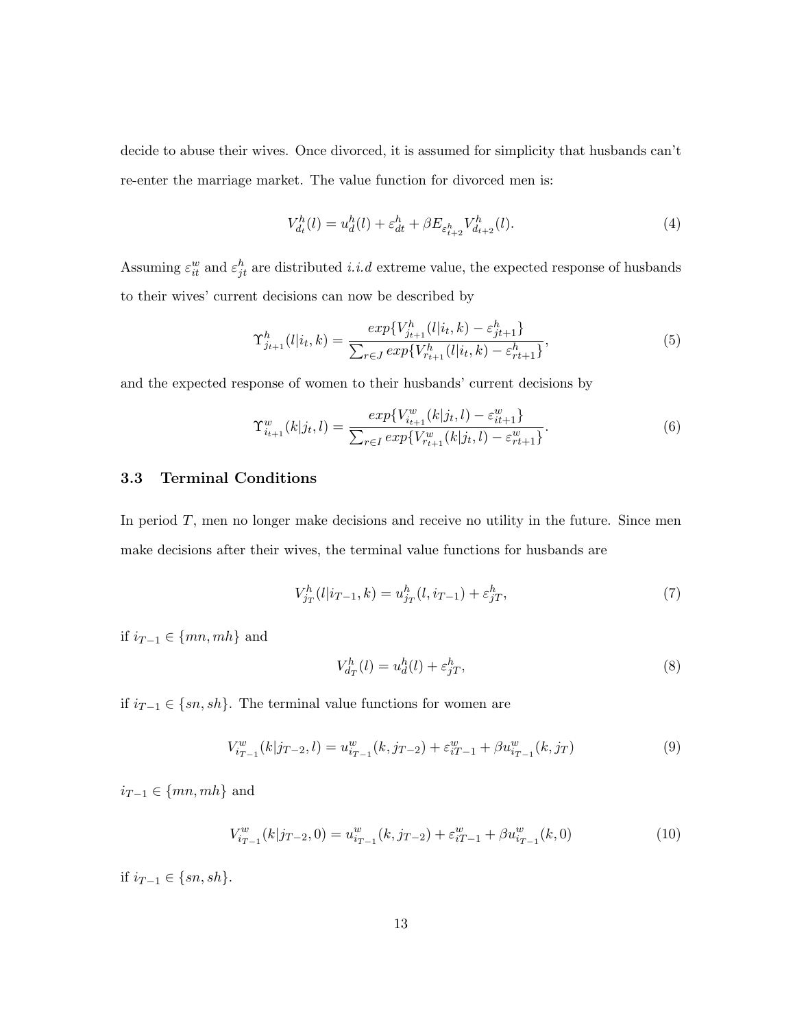decide to abuse their wives. Once divorced, it is assumed for simplicity that husbands can't re-enter the marriage market. The value function for divorced men is:

$$V^h_{d_t}(l) = u^h_d(l) + \varepsilon^h_{dt} + \beta E_{\varepsilon^h_{t+2}} V^h_{d_{t+2}}(l). \tag{4}$$

Assuming $\varepsilon^w_{it}$ and $\varepsilon^h_{jt}$ are distributed *i.i.d* extreme value, the expected response of husbands to their wives' current decisions can now be described by

$$\Upsilon^h_{j_{t+1}}(l|i_t, k) = \frac{exp\{V^h_{j_{t+1}}(l|i_t, k) - \varepsilon^h_{jt+1}\}}{\sum_{r \in J} exp\{V^h_{r_{t+1}}(l|i_t, k) - \varepsilon^h_{rt+1}\}}, \tag{5}$$

and the expected response of women to their husbands' current decisions by

$$\Upsilon^w_{i_{t+1}}(k|j_t, l) = \frac{exp\{V^w_{i_{t+1}}(k|j_t, l) - \varepsilon^w_{it+1}\}}{\sum_{r \in I} exp\{V^w_{r_{t+1}}(k|j_t, l) - \varepsilon^w_{rt+1}\}}. \tag{6}$$

### 3.3 Terminal Conditions

In period $T$, men no longer make decisions and receive no utility in the future. Since men make decisions after their wives, the terminal value functions for husbands are

$$V^h_{j_T}(l|i_{T-1}, k) = u^h_{j_T}(l, i_{T-1}) + \varepsilon^h_{jT}, \tag{7}$$

if $i_{T-1} \in \{mn, mh\}$ and

$$V^h_{d_T}(l) = u^h_d(l) + \varepsilon^h_{jT}, \tag{8}$$

if $i_{T-1} \in \{sn, sh\}$. The terminal value functions for women are

$$V^w_{i_{T-1}}(k|j_{T-2}, l) = u^w_{i_{T-1}}(k, j_{T-2}) + \varepsilon^w_{iT-1} + \beta u^w_{i_{T-1}}(k, j_T) \tag{9}$$

$i_{T-1} \in \{mn, mh\}$ and

$$V^w_{i_{T-1}}(k|j_{T-2}, 0) = u^w_{i_{T-1}}(k, j_{T-2}) + \varepsilon^w_{iT-1} + \beta u^w_{i_{T-1}}(k, 0) \tag{10}$$

if $i_{T-1} \in \{sn, sh\}$.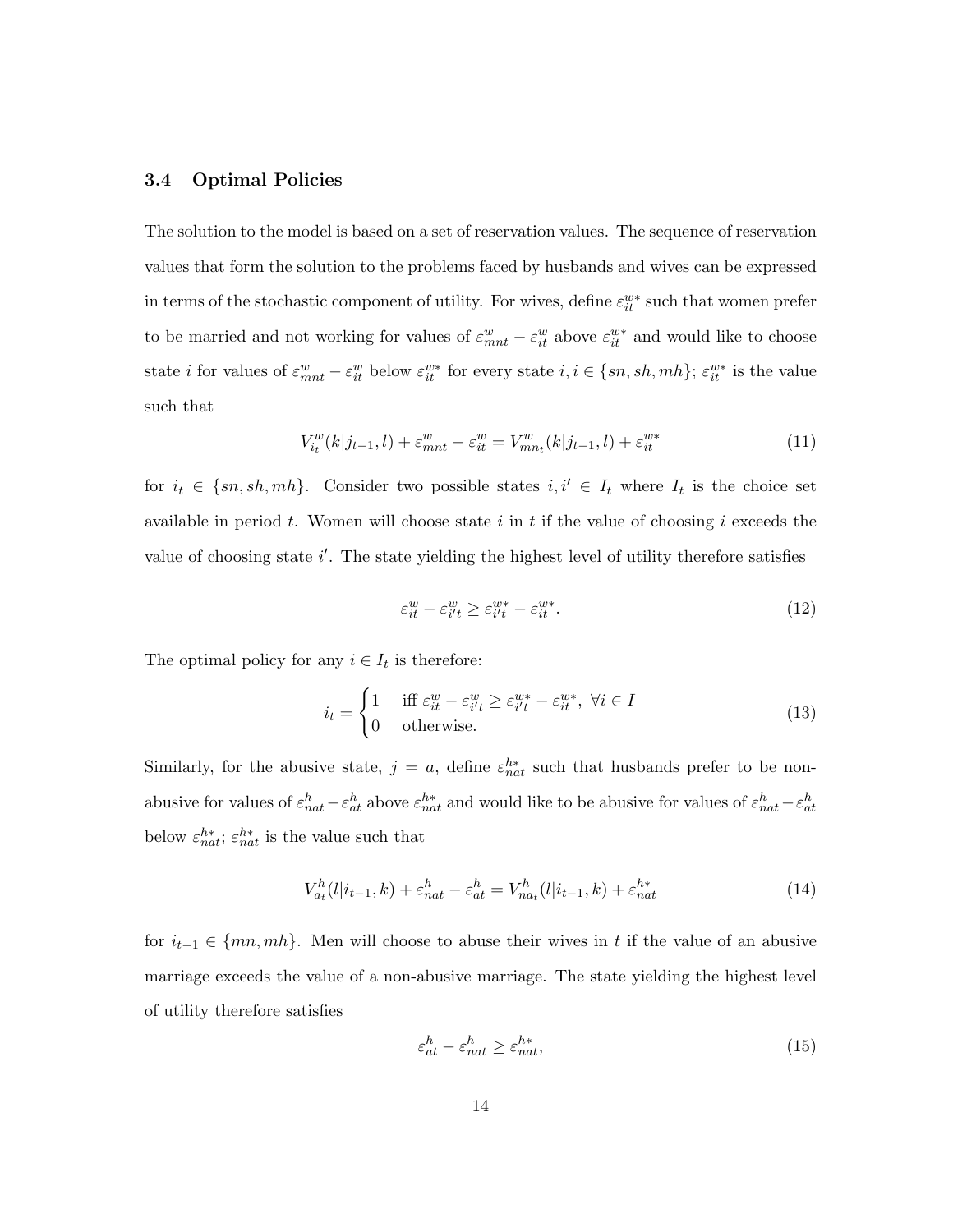### 3.4 Optimal Policies

The solution to the model is based on a set of reservation values. The sequence of reservation values that form the solution to the problems faced by husbands and wives can be expressed in terms of the stochastic component of utility. For wives, define $\varepsilon_{it}^{w*}$ such that women prefer to be married and not working for values of $\varepsilon_{mnt}^{w} - \varepsilon_{it}^{w}$ above $\varepsilon_{it}^{w*}$ and would like to choose state $i$ for values of $\varepsilon_{mnt}^{w} - \varepsilon_{it}^{w}$ below $\varepsilon_{it}^{w*}$ for every state $i, i \in \{sn, sh, mh\}$; $\varepsilon_{it}^{w*}$ is the value such that

$$V_{i_t}^{w}(k|j_{t-1}, l) + \varepsilon_{mnt}^{w} - \varepsilon_{it}^{w} = V_{mn_t}^{w}(k|j_{t-1}, l) + \varepsilon_{it}^{w*} \tag{11}$$

for $i_t \in \{sn, sh, mh\}$. Consider two possible states $i, i' \in I_t$ where $I_t$ is the choice set available in period $t$. Women will choose state $i$ in $t$ if the value of choosing $i$ exceeds the value of choosing state $i'$. The state yielding the highest level of utility therefore satisfies

$$\varepsilon_{it}^{w} - \varepsilon_{i't}^{w} \geq \varepsilon_{i't}^{w*} - \varepsilon_{it}^{w*}. \tag{12}$$

The optimal policy for any $i \in I_t$ is therefore:

$$i_t = \begin{cases} 1 & \text{iff } \varepsilon_{it}^{w} - \varepsilon_{i't}^{w} \geq \varepsilon_{i't}^{w*} - \varepsilon_{it}^{w*}, \ \forall i \in I \\ 0 & \text{otherwise.} \end{cases} \tag{13}$$

Similarly, for the abusive state, $j = a$, define $\varepsilon_{nat}^{h*}$ such that husbands prefer to be non-abusive for values of $\varepsilon_{nat}^{h} - \varepsilon_{at}^{h}$ above $\varepsilon_{nat}^{h*}$ and would like to be abusive for values of $\varepsilon_{nat}^{h} - \varepsilon_{at}^{h}$ below $\varepsilon_{nat}^{h*}$; $\varepsilon_{nat}^{h*}$ is the value such that

$$V_{a_t}^{h}(l|i_{t-1}, k) + \varepsilon_{nat}^{h} - \varepsilon_{at}^{h} = V_{na_t}^{h}(l|i_{t-1}, k) + \varepsilon_{nat}^{h*} \tag{14}$$

for $i_{t-1} \in \{mn, mh\}$. Men will choose to abuse their wives in $t$ if the value of an abusive marriage exceeds the value of a non-abusive marriage. The state yielding the highest level of utility therefore satisfies

$$\varepsilon_{at}^{h} - \varepsilon_{nat}^{h} \geq \varepsilon_{nat}^{h*}, \tag{15}$$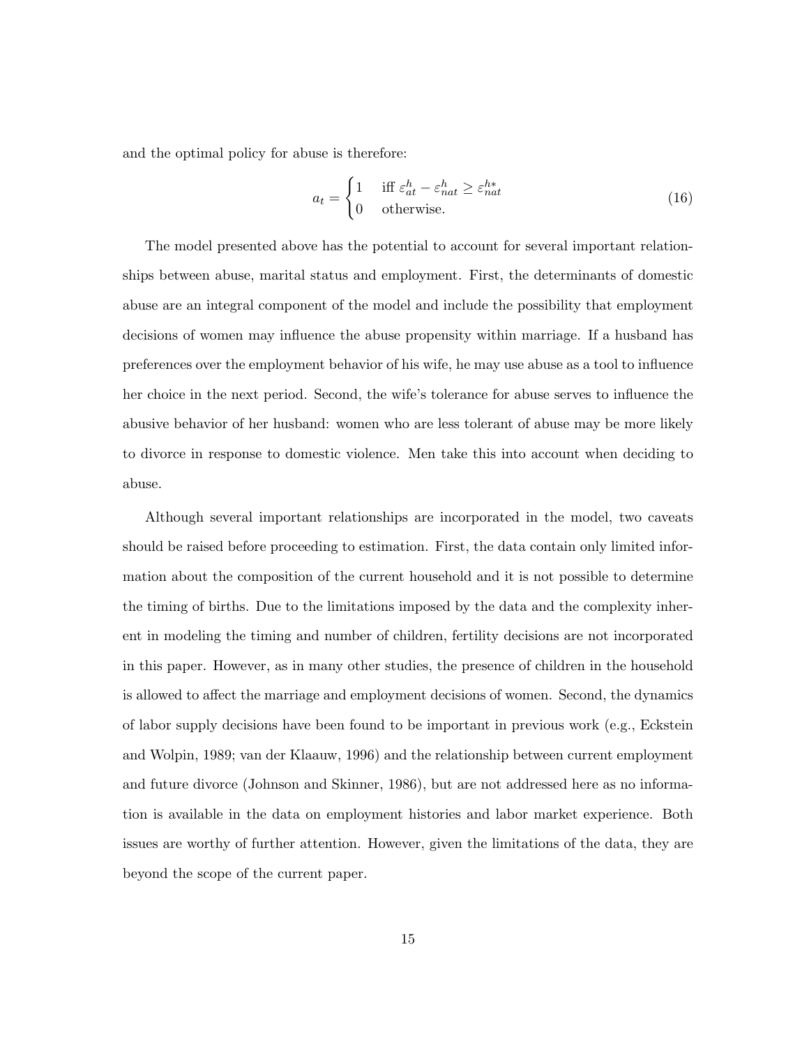and the optimal policy for abuse is therefore:

$$a_t = \begin{cases} 1 & \text{iff } \varepsilon^h_{at} - \varepsilon^h_{nat} \geq \varepsilon^{h*}_{nat} \\ 0 & \text{otherwise.} \end{cases} \tag{16}$$

The model presented above has the potential to account for several important relationships between abuse, marital status and employment. First, the determinants of domestic abuse are an integral component of the model and include the possibility that employment decisions of women may influence the abuse propensity within marriage. If a husband has preferences over the employment behavior of his wife, he may use abuse as a tool to influence her choice in the next period. Second, the wife's tolerance for abuse serves to influence the abusive behavior of her husband: women who are less tolerant of abuse may be more likely to divorce in response to domestic violence. Men take this into account when deciding to abuse.

Although several important relationships are incorporated in the model, two caveats should be raised before proceeding to estimation. First, the data contain only limited information about the composition of the current household and it is not possible to determine the timing of births. Due to the limitations imposed by the data and the complexity inherent in modeling the timing and number of children, fertility decisions are not incorporated in this paper. However, as in many other studies, the presence of children in the household is allowed to affect the marriage and employment decisions of women. Second, the dynamics of labor supply decisions have been found to be important in previous work (e.g., Eckstein and Wolpin, 1989; van der Klaauw, 1996) and the relationship between current employment and future divorce (Johnson and Skinner, 1986), but are not addressed here as no information is available in the data on employment histories and labor market experience. Both issues are worthy of further attention. However, given the limitations of the data, they are beyond the scope of the current paper.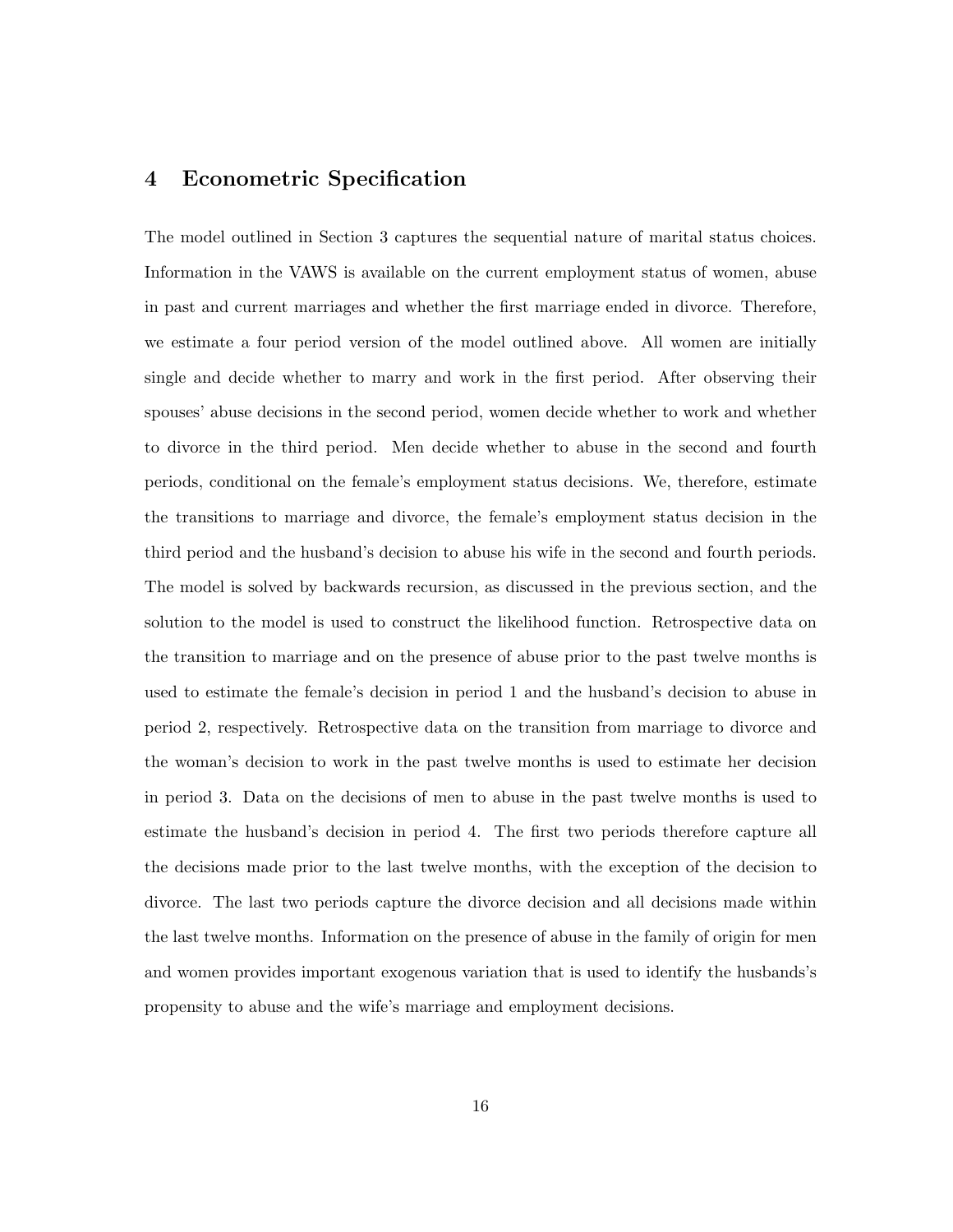## 4 Econometric Specification

The model outlined in Section 3 captures the sequential nature of marital status choices. Information in the VAWS is available on the current employment status of women, abuse in past and current marriages and whether the first marriage ended in divorce. Therefore, we estimate a four period version of the model outlined above. All women are initially single and decide whether to marry and work in the first period. After observing their spouses' abuse decisions in the second period, women decide whether to work and whether to divorce in the third period. Men decide whether to abuse in the second and fourth periods, conditional on the female's employment status decisions. We, therefore, estimate the transitions to marriage and divorce, the female's employment status decision in the third period and the husband's decision to abuse his wife in the second and fourth periods. The model is solved by backwards recursion, as discussed in the previous section, and the solution to the model is used to construct the likelihood function. Retrospective data on the transition to marriage and on the presence of abuse prior to the past twelve months is used to estimate the female's decision in period 1 and the husband's decision to abuse in period 2, respectively. Retrospective data on the transition from marriage to divorce and the woman's decision to work in the past twelve months is used to estimate her decision in period 3. Data on the decisions of men to abuse in the past twelve months is used to estimate the husband's decision in period 4. The first two periods therefore capture all the decisions made prior to the last twelve months, with the exception of the decision to divorce. The last two periods capture the divorce decision and all decisions made within the last twelve months. Information on the presence of abuse in the family of origin for men and women provides important exogenous variation that is used to identify the husbands's propensity to abuse and the wife's marriage and employment decisions.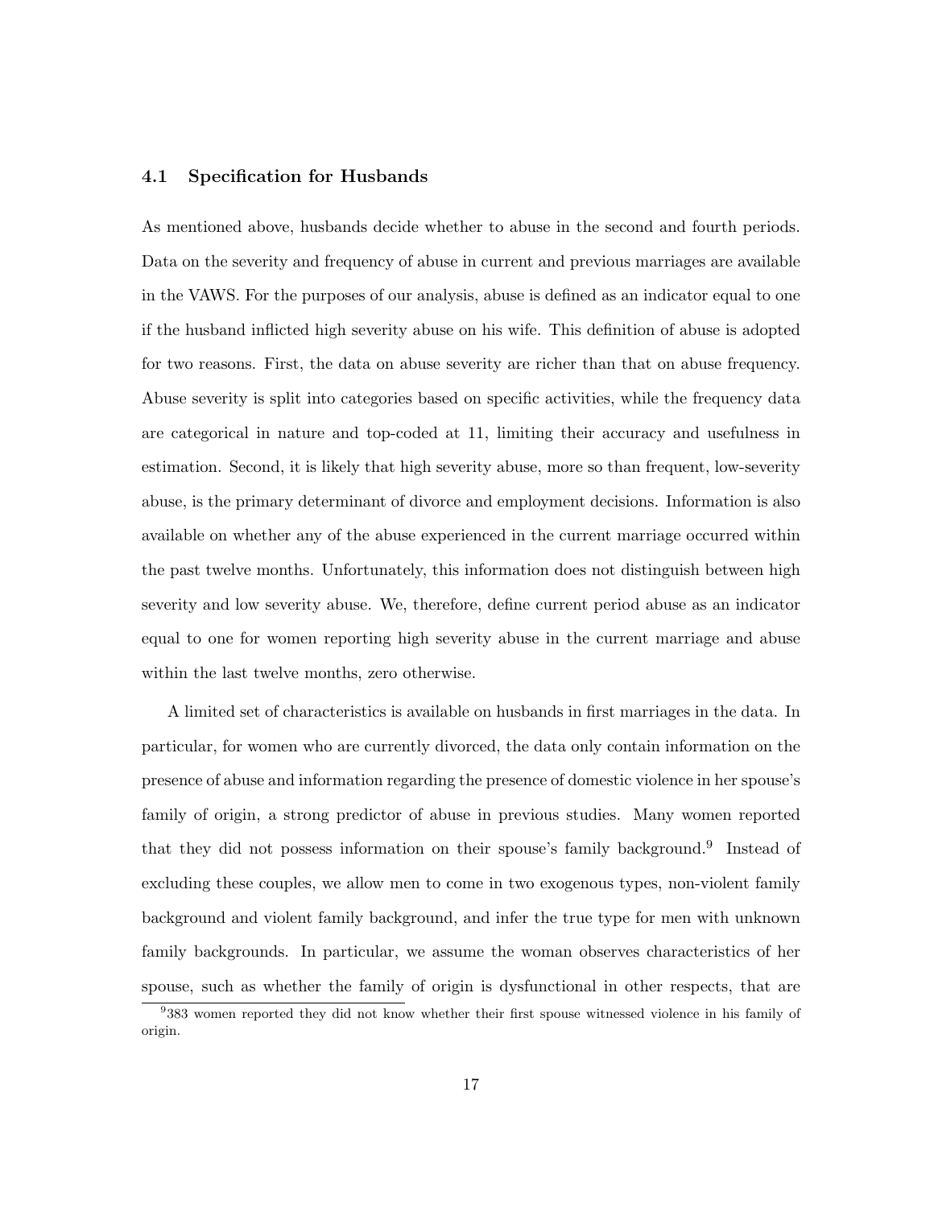### 4.1 Specification for Husbands

As mentioned above, husbands decide whether to abuse in the second and fourth periods. Data on the severity and frequency of abuse in current and previous marriages are available in the VAWS. For the purposes of our analysis, abuse is defined as an indicator equal to one if the husband inflicted high severity abuse on his wife. This definition of abuse is adopted for two reasons. First, the data on abuse severity are richer than that on abuse frequency. Abuse severity is split into categories based on specific activities, while the frequency data are categorical in nature and top-coded at 11, limiting their accuracy and usefulness in estimation. Second, it is likely that high severity abuse, more so than frequent, low-severity abuse, is the primary determinant of divorce and employment decisions. Information is also available on whether any of the abuse experienced in the current marriage occurred within the past twelve months. Unfortunately, this information does not distinguish between high severity and low severity abuse. We, therefore, define current period abuse as an indicator equal to one for women reporting high severity abuse in the current marriage and abuse within the last twelve months, zero otherwise.

A limited set of characteristics is available on husbands in first marriages in the data. In particular, for women who are currently divorced, the data only contain information on the presence of abuse and information regarding the presence of domestic violence in her spouse's family of origin, a strong predictor of abuse in previous studies. Many women reported that they did not possess information on their spouse's family background.[9] Instead of excluding these couples, we allow men to come in two exogenous types, non-violent family background and violent family background, and infer the true type for men with unknown family backgrounds. In particular, we assume the woman observes characteristics of her spouse, such as whether the family of origin is dysfunctional in other respects, that are

[9] 383 women reported they did not know whether their first spouse witnessed violence in his family of origin.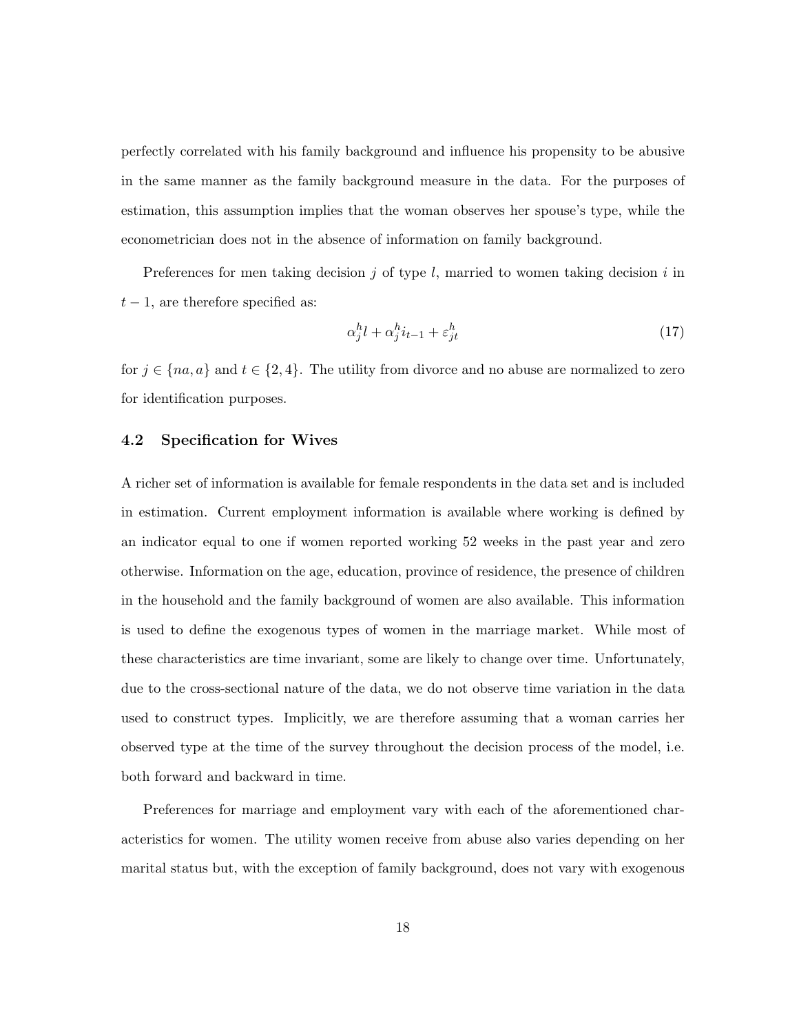perfectly correlated with his family background and influence his propensity to be abusive in the same manner as the family background measure in the data. For the purposes of estimation, this assumption implies that the woman observes her spouse's type, while the econometrician does not in the absence of information on family background.

Preferences for men taking decision $j$ of type $l$, married to women taking decision $i$ in $t-1$, are therefore specified as:

$$\alpha_j^h l + \alpha_j^h i_{t-1} + \varepsilon_{jt}^h \tag{17}$$

for $j \in \{na, a\}$ and $t \in \{2, 4\}$. The utility from divorce and no abuse are normalized to zero for identification purposes.

### 4.2 Specification for Wives

A richer set of information is available for female respondents in the data set and is included in estimation. Current employment information is available where working is defined by an indicator equal to one if women reported working 52 weeks in the past year and zero otherwise. Information on the age, education, province of residence, the presence of children in the household and the family background of women are also available. This information is used to define the exogenous types of women in the marriage market. While most of these characteristics are time invariant, some are likely to change over time. Unfortunately, due to the cross-sectional nature of the data, we do not observe time variation in the data used to construct types. Implicitly, we are therefore assuming that a woman carries her observed type at the time of the survey throughout the decision process of the model, i.e. both forward and backward in time.

Preferences for marriage and employment vary with each of the aforementioned characteristics for women. The utility women receive from abuse also varies depending on her marital status but, with the exception of family background, does not vary with exogenous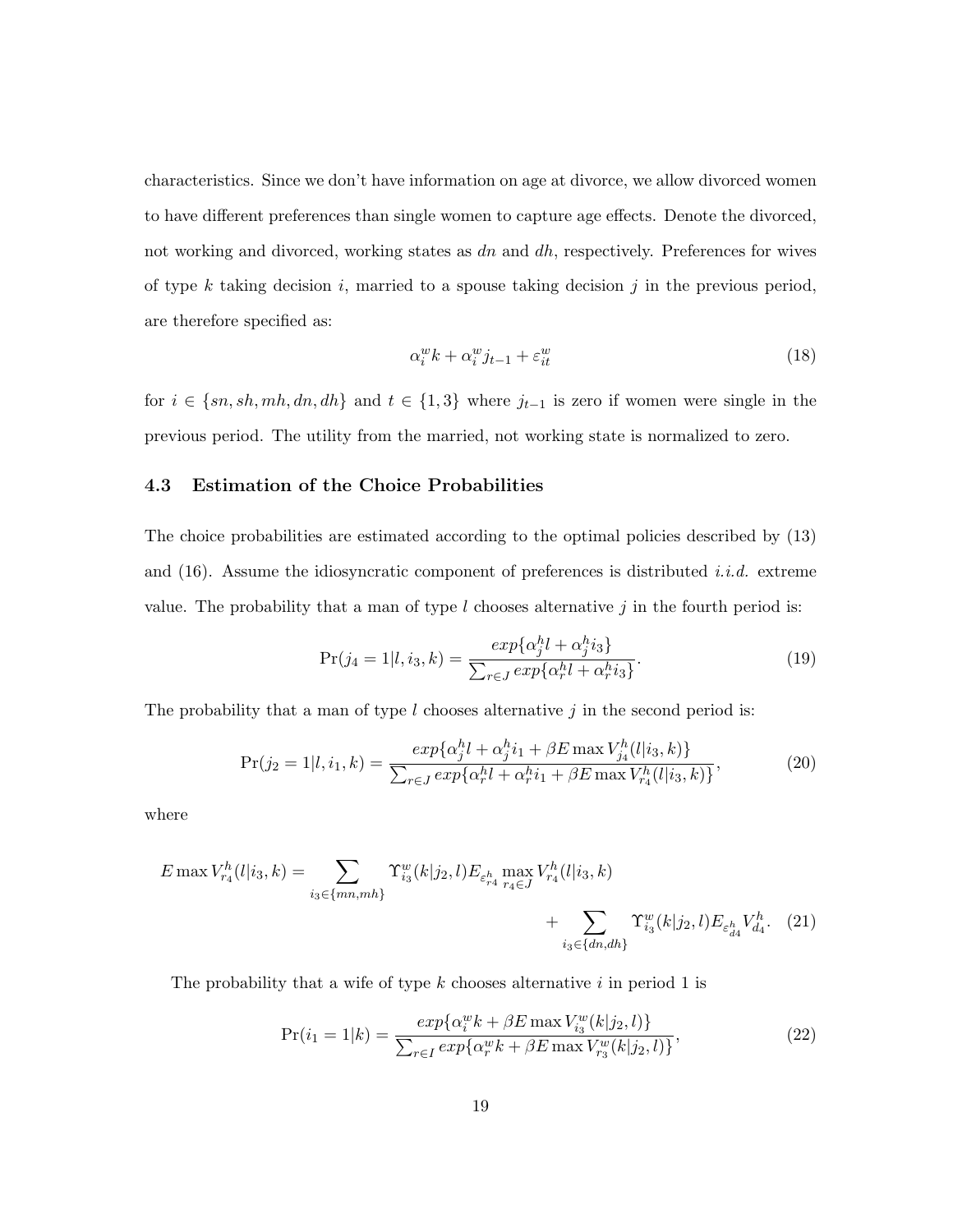characteristics. Since we don't have information on age at divorce, we allow divorced women to have different preferences than single women to capture age effects. Denote the divorced, not working and divorced, working states as $dn$ and $dh$, respectively. Preferences for wives of type $k$ taking decision $i$, married to a spouse taking decision $j$ in the previous period, are therefore specified as:

$$\alpha_i^w k + \alpha_i^w j_{t-1} + \varepsilon_{it}^w \tag{18}$$

for $i \in \{sn, sh, mh, dn, dh\}$ and $t \in \{1, 3\}$ where $j_{t-1}$ is zero if women were single in the previous period. The utility from the married, not working state is normalized to zero.

### 4.3 Estimation of the Choice Probabilities

The choice probabilities are estimated according to the optimal policies described by (13) and (16). Assume the idiosyncratic component of preferences is distributed *i.i.d.* extreme value. The probability that a man of type $l$ chooses alternative $j$ in the fourth period is:

$$\Pr(j_4 = 1 | l, i_3, k) = \frac{exp\{\alpha_j^h l + \alpha_j^h i_3\}}{\sum_{r \in J} exp\{\alpha_r^h l + \alpha_r^h i_3\}}. \tag{19}$$

The probability that a man of type $l$ chooses alternative $j$ in the second period is:

$$\Pr(j_2 = 1 | l, i_1, k) = \frac{exp\{\alpha_j^h l + \alpha_j^h i_1 + \beta E \max V_{j_4}^h(l | i_3, k)\}}{\sum_{r \in J} exp\{\alpha_r^h l + \alpha_r^h i_1 + \beta E \max V_{r_4}^h(l | i_3, k)\}}, \tag{20}$$

where

$$E \max V_{r_4}^h(l | i_3, k) = \sum_{i_3 \in \{mn, mh\}} \Upsilon_{i_3}^w(k | j_2, l) E_{\varepsilon_{r4}^h} \max_{r_4 \in J} V_{r_4}^h(l | i_3, k) + \sum_{i_3 \in \{dn, dh\}} \Upsilon_{i_3}^w(k | j_2, l) E_{\varepsilon_{d4}^h} V_{d_4}^h. \tag{21}$$

The probability that a wife of type $k$ chooses alternative $i$ in period 1 is

$$\Pr(i_1 = 1 | k) = \frac{exp\{\alpha_i^w k + \beta E \max V_{i_3}^w(k | j_2, l)\}}{\sum_{r \in I} exp\{\alpha_r^w k + \beta E \max V_{r_3}^w(k | j_2, l)\}}, \tag{22}$$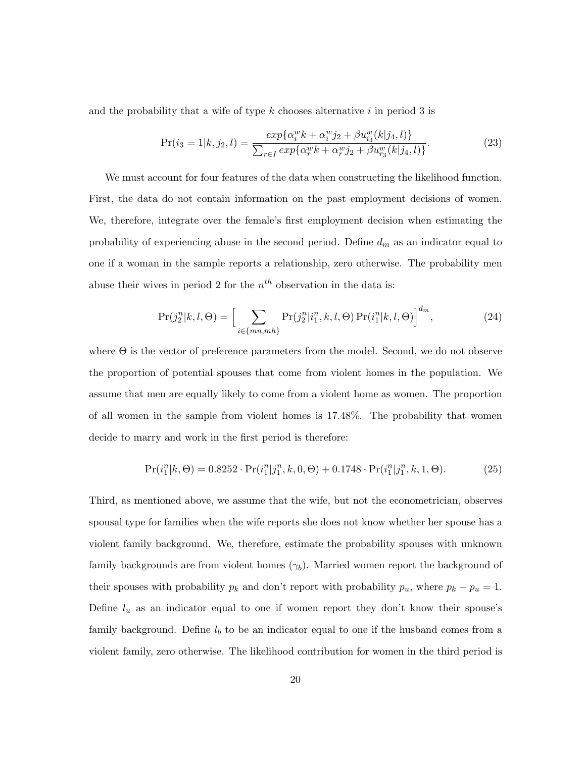and the probability that a wife of type $k$ chooses alternative $i$ in period 3 is

$$\Pr(i_3 = 1|k, j_2, l) = \frac{exp\{\alpha_i^w k + \alpha_i^w j_2 + \beta u_{i_3}^w(k|j_4, l)\}}{\sum_{r \in I} exp\{\alpha_r^w k + \alpha_r^w j_2 + \beta u_{r_3}^w(k|j_4, l)\}}. \tag{23}$$

We must account for four features of the data when constructing the likelihood function. First, the data do not contain information on the past employment decisions of women. We, therefore, integrate over the female's first employment decision when estimating the probability of experiencing abuse in the second period. Define $d_m$ as an indicator equal to one if a woman in the sample reports a relationship, zero otherwise. The probability men abuse their wives in period 2 for the $n^{th}$ observation in the data is:

$$\Pr(j_2^n|k, l, \Theta) = \Big[\sum_{i \in \{mn, mh\}} \Pr(j_2^n|i_1^n, k, l, \Theta) \Pr(i_1^n|k, \Theta)\Big]^{d_m}, \tag{24}$$

where $\Theta$ is the vector of preference parameters from the model. Second, we do not observe the proportion of potential spouses that come from violent homes in the population. We assume that men are equally likely to come from a violent home as women. The proportion of all women in the sample from violent homes is 17.48%. The probability that women decide to marry and work in the first period is therefore:

$$\Pr(i_1^n|k, \Theta) = 0.8252 \cdot \Pr(i_1^n|j_1^n, k, 0, \Theta) + 0.1748 \cdot \Pr(i_1^n|j_1^n, k, 1, \Theta). \tag{25}$$

Third, as mentioned above, we assume that the wife, but not the econometrician, observes spousal type for families when the wife reports she does not know whether her spouse has a violent family background. We, therefore, estimate the probability spouses with unknown family backgrounds are from violent homes ($\gamma_b$). Married women report the background of their spouses with probability $p_k$ and don't report with probability $p_u$, where $p_k + p_u = 1$. Define $l_u$ as an indicator equal to one if women report they don't know their spouse's family background. Define $l_b$ to be an indicator equal to one if the husband comes from a violent family, zero otherwise. The likelihood contribution for women in the third period is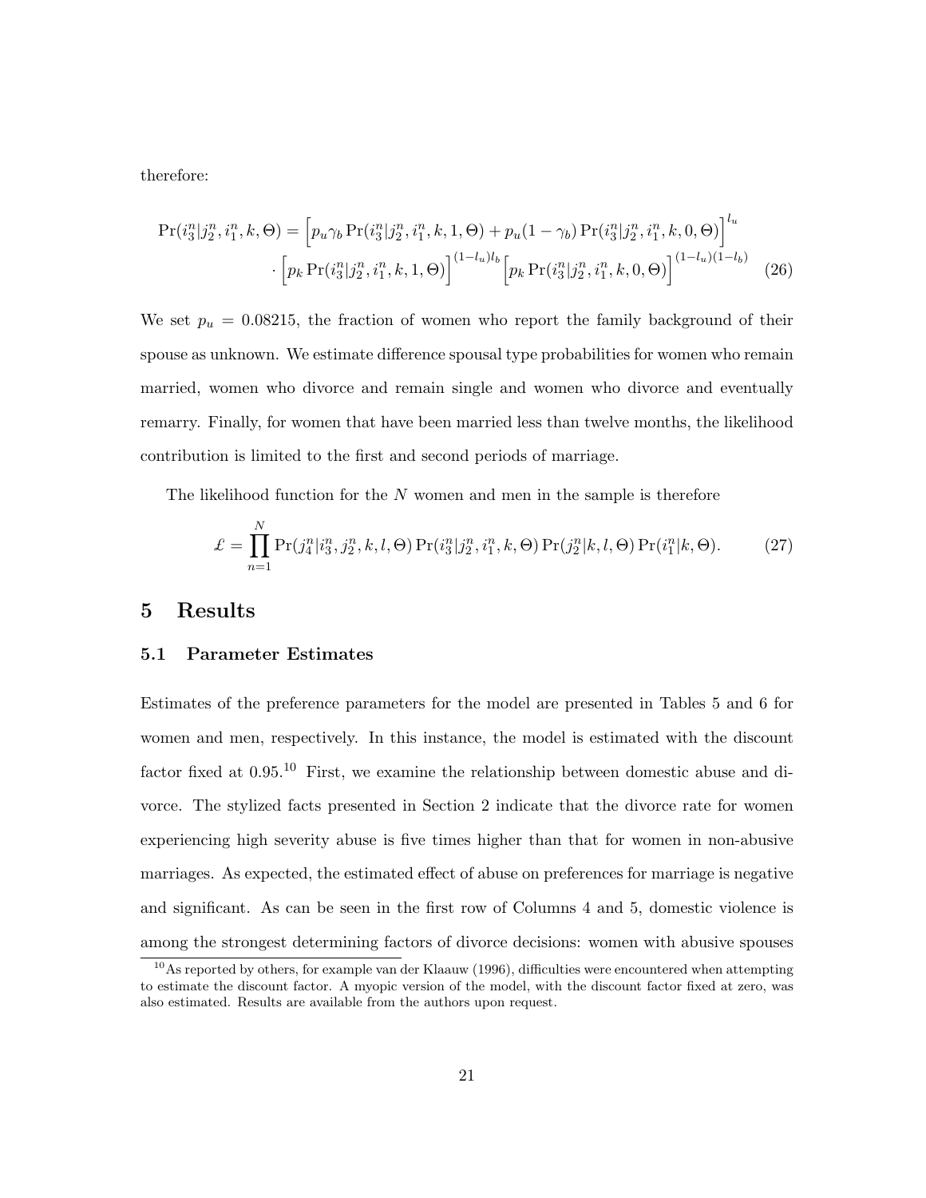therefore:

$$\Pr(i_3^n | j_2^n, i_1^n, k, \Theta) = \Big[p_u \gamma_b \Pr(i_3^n | j_2^n, i_1^n, k, 1, \Theta) + p_u (1 - \gamma_b) \Pr(i_3^n | j_2^n, i_1^n, k, 0, \Theta)\Big]^{l_u} \cdot \Big[p_k \Pr(i_3^n | j_2^n, i_1^n, k, 1, \Theta)\Big]^{(1-l_u) l_b} \Big[p_k \Pr(i_3^n | j_2^n, i_1^n, k, 0, \Theta)\Big]^{(1-l_u)(1-l_b)} \quad (26)$$

We set $p_u = 0.08215$, the fraction of women who report the family background of their spouse as unknown. We estimate difference spousal type probabilities for women who remain married, women who divorce and remain single and women who divorce and eventually remarry. Finally, for women that have been married less than twelve months, the likelihood contribution is limited to the first and second periods of marriage.

The likelihood function for the $N$ women and men in the sample is therefore

$$\mathcal{L} = \prod_{n=1}^{N} \Pr(j_4^n | i_3^n, j_2^n, k, l, \Theta) \Pr(i_3^n | j_2^n, i_1^n, k, \Theta) \Pr(j_2^n | k, l, \Theta) \Pr(i_1^n | k, \Theta). \quad (27)$$

# 5 Results

## 5.1 Parameter Estimates

Estimates of the preference parameters for the model are presented in Tables 5 and 6 for women and men, respectively. In this instance, the model is estimated with the discount factor fixed at 0.95.[10] First, we examine the relationship between domestic abuse and divorce. The stylized facts presented in Section 2 indicate that the divorce rate for women experiencing high severity abuse is five times higher than that for women in non-abusive marriages. As expected, the estimated effect of abuse on preferences for marriage is negative and significant. As can be seen in the first row of Columns 4 and 5, domestic violence is among the strongest determining factors of divorce decisions: women with abusive spouses

[10] As reported by others, for example van der Klaauw (1996), difficulties were encountered when attempting to estimate the discount factor. A myopic version of the model, with the discount factor fixed at zero, was also estimated. Results are available from the authors upon request.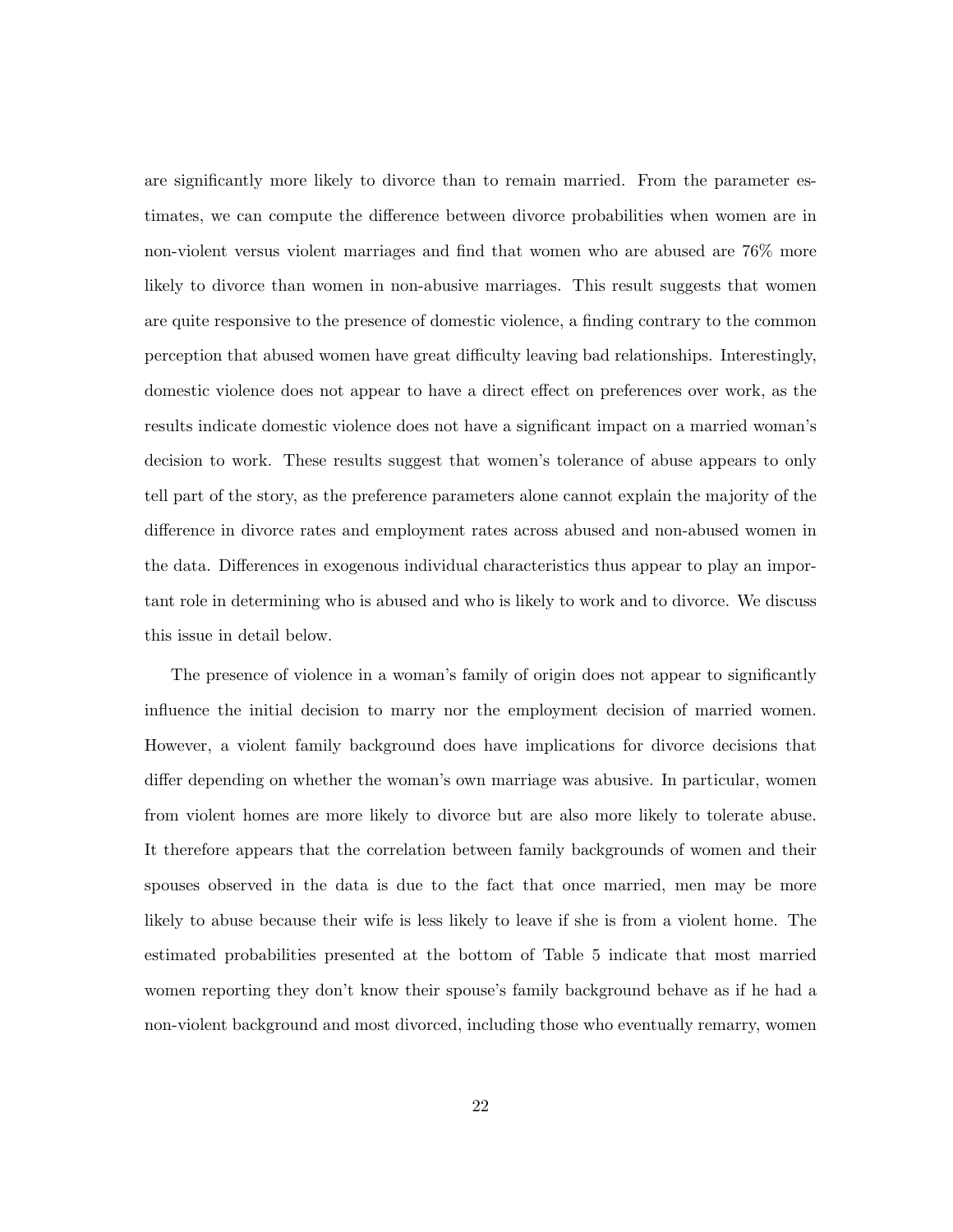are significantly more likely to divorce than to remain married. From the parameter estimates, we can compute the difference between divorce probabilities when women are in non-violent versus violent marriages and find that women who are abused are 76% more likely to divorce than women in non-abusive marriages. This result suggests that women are quite responsive to the presence of domestic violence, a finding contrary to the common perception that abused women have great difficulty leaving bad relationships. Interestingly, domestic violence does not appear to have a direct effect on preferences over work, as the results indicate domestic violence does not have a significant impact on a married woman's decision to work. These results suggest that women's tolerance of abuse appears to only tell part of the story, as the preference parameters alone cannot explain the majority of the difference in divorce rates and employment rates across abused and non-abused women in the data. Differences in exogenous individual characteristics thus appear to play an important role in determining who is abused and who is likely to work and to divorce. We discuss this issue in detail below.

The presence of violence in a woman's family of origin does not appear to significantly influence the initial decision to marry nor the employment decision of married women. However, a violent family background does have implications for divorce decisions that differ depending on whether the woman's own marriage was abusive. In particular, women from violent homes are more likely to divorce but are also more likely to tolerate abuse. It therefore appears that the correlation between family backgrounds of women and their spouses observed in the data is due to the fact that once married, men may be more likely to abuse because their wife is less likely to leave if she is from a violent home. The estimated probabilities presented at the bottom of Table 5 indicate that most married women reporting they don't know their spouse's family background behave as if he had a non-violent background and most divorced, including those who eventually remarry, women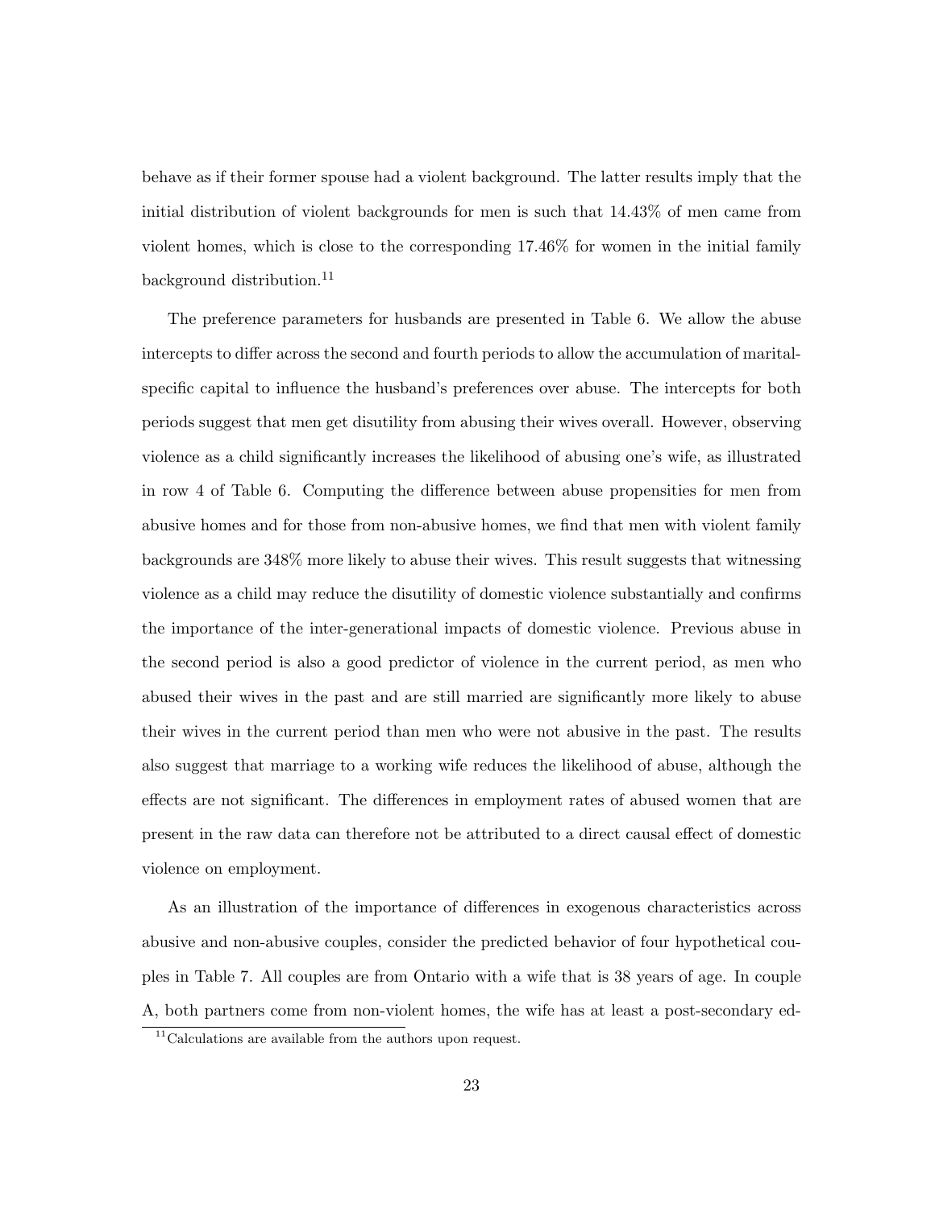behave as if their former spouse had a violent background. The latter results imply that the initial distribution of violent backgrounds for men is such that 14.43% of men came from violent homes, which is close to the corresponding 17.46% for women in the initial family background distribution.[11]

The preference parameters for husbands are presented in Table 6. We allow the abuse intercepts to differ across the second and fourth periods to allow the accumulation of marital-specific capital to influence the husband's preferences over abuse. The intercepts for both periods suggest that men get disutility from abusing their wives overall. However, observing violence as a child significantly increases the likelihood of abusing one's wife, as illustrated in row 4 of Table 6. Computing the difference between abuse propensities for men from abusive homes and for those from non-abusive homes, we find that men with violent family backgrounds are 348% more likely to abuse their wives. This result suggests that witnessing violence as a child may reduce the disutility of domestic violence substantially and confirms the importance of the inter-generational impacts of domestic violence. Previous abuse in the second period is also a good predictor of violence in the current period, as men who abused their wives in the past and are still married are significantly more likely to abuse their wives in the current period than men who were not abusive in the past. The results also suggest that marriage to a working wife reduces the likelihood of abuse, although the effects are not significant. The differences in employment rates of abused women that are present in the raw data can therefore not be attributed to a direct causal effect of domestic violence on employment.

As an illustration of the importance of differences in exogenous characteristics across abusive and non-abusive couples, consider the predicted behavior of four hypothetical couples in Table 7. All couples are from Ontario with a wife that is 38 years of age. In couple A, both partners come from non-violent homes, the wife has at least a post-secondary ed-

[11] Calculations are available from the authors upon request.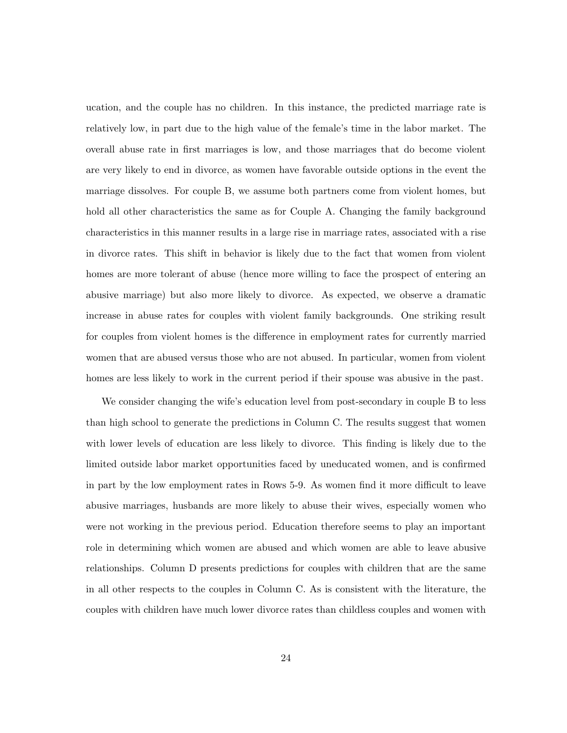ucation, and the couple has no children. In this instance, the predicted marriage rate is relatively low, in part due to the high value of the female's time in the labor market. The overall abuse rate in first marriages is low, and those marriages that do become violent are very likely to end in divorce, as women have favorable outside options in the event the marriage dissolves. For couple B, we assume both partners come from violent homes, but hold all other characteristics the same as for Couple A. Changing the family background characteristics in this manner results in a large rise in marriage rates, associated with a rise in divorce rates. This shift in behavior is likely due to the fact that women from violent homes are more tolerant of abuse (hence more willing to face the prospect of entering an abusive marriage) but also more likely to divorce. As expected, we observe a dramatic increase in abuse rates for couples with violent family backgrounds. One striking result for couples from violent homes is the difference in employment rates for currently married women that are abused versus those who are not abused. In particular, women from violent homes are less likely to work in the current period if their spouse was abusive in the past.

We consider changing the wife's education level from post-secondary in couple B to less than high school to generate the predictions in Column C. The results suggest that women with lower levels of education are less likely to divorce. This finding is likely due to the limited outside labor market opportunities faced by uneducated women, and is confirmed in part by the low employment rates in Rows 5-9. As women find it more difficult to leave abusive marriages, husbands are more likely to abuse their wives, especially women who were not working in the previous period. Education therefore seems to play an important role in determining which women are abused and which women are able to leave abusive relationships. Column D presents predictions for couples with children that are the same in all other respects to the couples in Column C. As is consistent with the literature, the couples with children have much lower divorce rates than childless couples and women with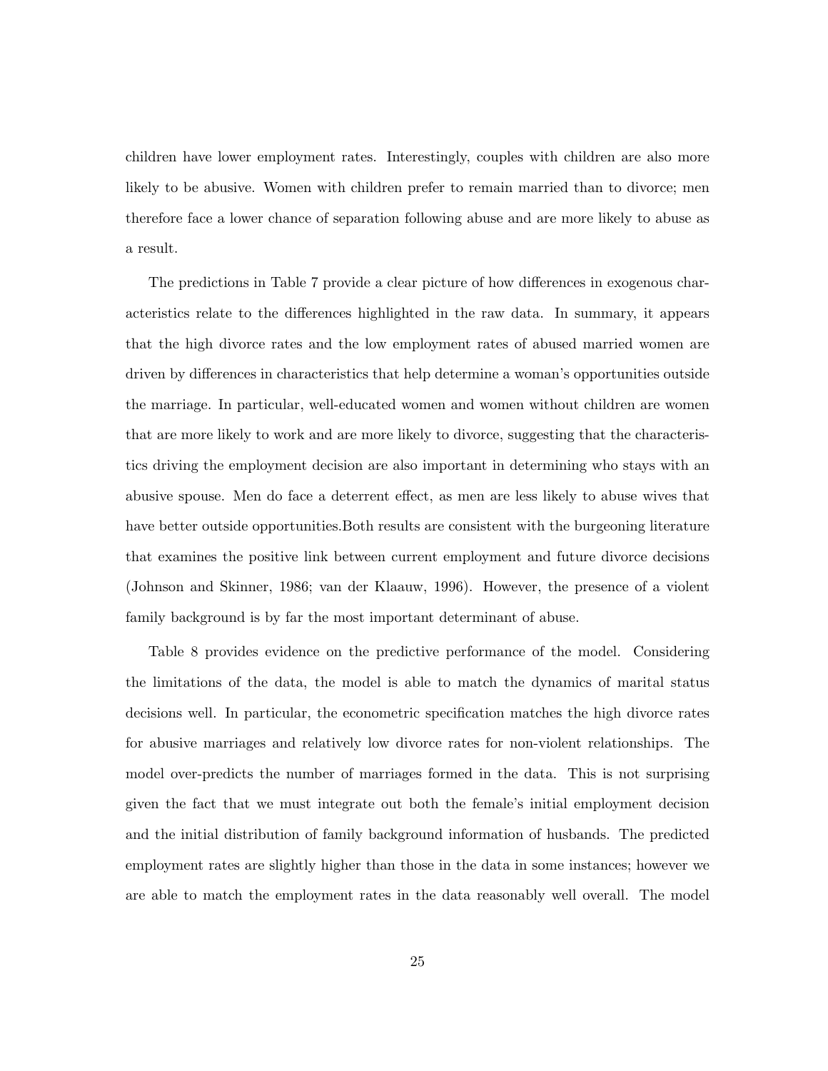children have lower employment rates. Interestingly, couples with children are also more likely to be abusive. Women with children prefer to remain married than to divorce; men therefore face a lower chance of separation following abuse and are more likely to abuse as a result.

The predictions in Table 7 provide a clear picture of how differences in exogenous characteristics relate to the differences highlighted in the raw data. In summary, it appears that the high divorce rates and the low employment rates of abused married women are driven by differences in characteristics that help determine a woman's opportunities outside the marriage. In particular, well-educated women and women without children are women that are more likely to work and are more likely to divorce, suggesting that the characteristics driving the employment decision are also important in determining who stays with an abusive spouse. Men do face a deterrent effect, as men are less likely to abuse wives that have better outside opportunities.Both results are consistent with the burgeoning literature that examines the positive link between current employment and future divorce decisions (Johnson and Skinner, 1986; van der Klaauw, 1996). However, the presence of a violent family background is by far the most important determinant of abuse.

Table 8 provides evidence on the predictive performance of the model. Considering the limitations of the data, the model is able to match the dynamics of marital status decisions well. In particular, the econometric specification matches the high divorce rates for abusive marriages and relatively low divorce rates for non-violent relationships. The model over-predicts the number of marriages formed in the data. This is not surprising given the fact that we must integrate out both the female's initial employment decision and the initial distribution of family background information of husbands. The predicted employment rates are slightly higher than those in the data in some instances; however we are able to match the employment rates in the data reasonably well overall. The model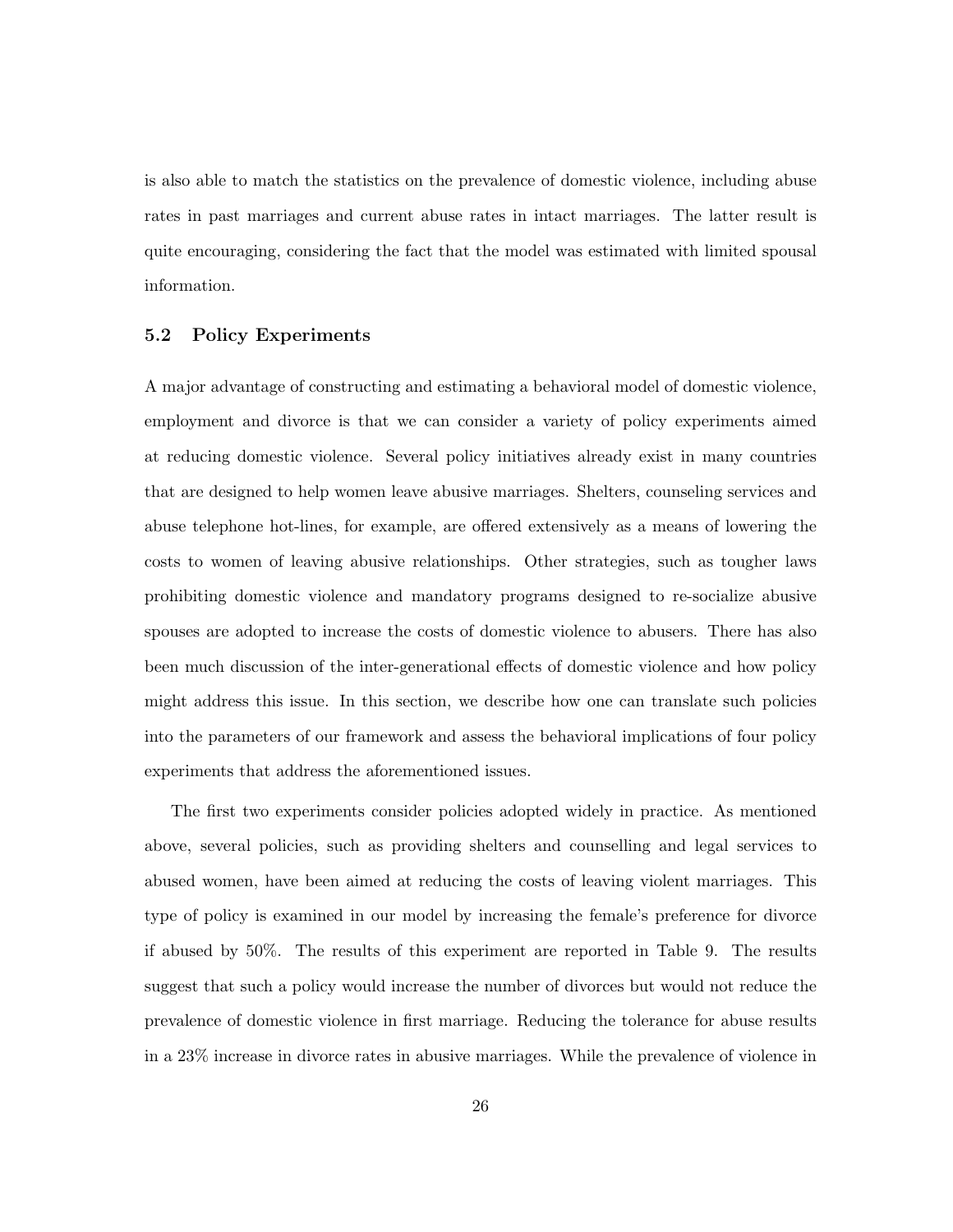is also able to match the statistics on the prevalence of domestic violence, including abuse rates in past marriages and current abuse rates in intact marriages. The latter result is quite encouraging, considering the fact that the model was estimated with limited spousal information.

### 5.2 Policy Experiments

A major advantage of constructing and estimating a behavioral model of domestic violence, employment and divorce is that we can consider a variety of policy experiments aimed at reducing domestic violence. Several policy initiatives already exist in many countries that are designed to help women leave abusive marriages. Shelters, counseling services and abuse telephone hot-lines, for example, are offered extensively as a means of lowering the costs to women of leaving abusive relationships. Other strategies, such as tougher laws prohibiting domestic violence and mandatory programs designed to re-socialize abusive spouses are adopted to increase the costs of domestic violence to abusers. There has also been much discussion of the inter-generational effects of domestic violence and how policy might address this issue. In this section, we describe how one can translate such policies into the parameters of our framework and assess the behavioral implications of four policy experiments that address the aforementioned issues.

The first two experiments consider policies adopted widely in practice. As mentioned above, several policies, such as providing shelters and counselling and legal services to abused women, have been aimed at reducing the costs of leaving violent marriages. This type of policy is examined in our model by increasing the female's preference for divorce if abused by 50%. The results of this experiment are reported in Table 9. The results suggest that such a policy would increase the number of divorces but would not reduce the prevalence of domestic violence in first marriage. Reducing the tolerance for abuse results in a 23% increase in divorce rates in abusive marriages. While the prevalence of violence in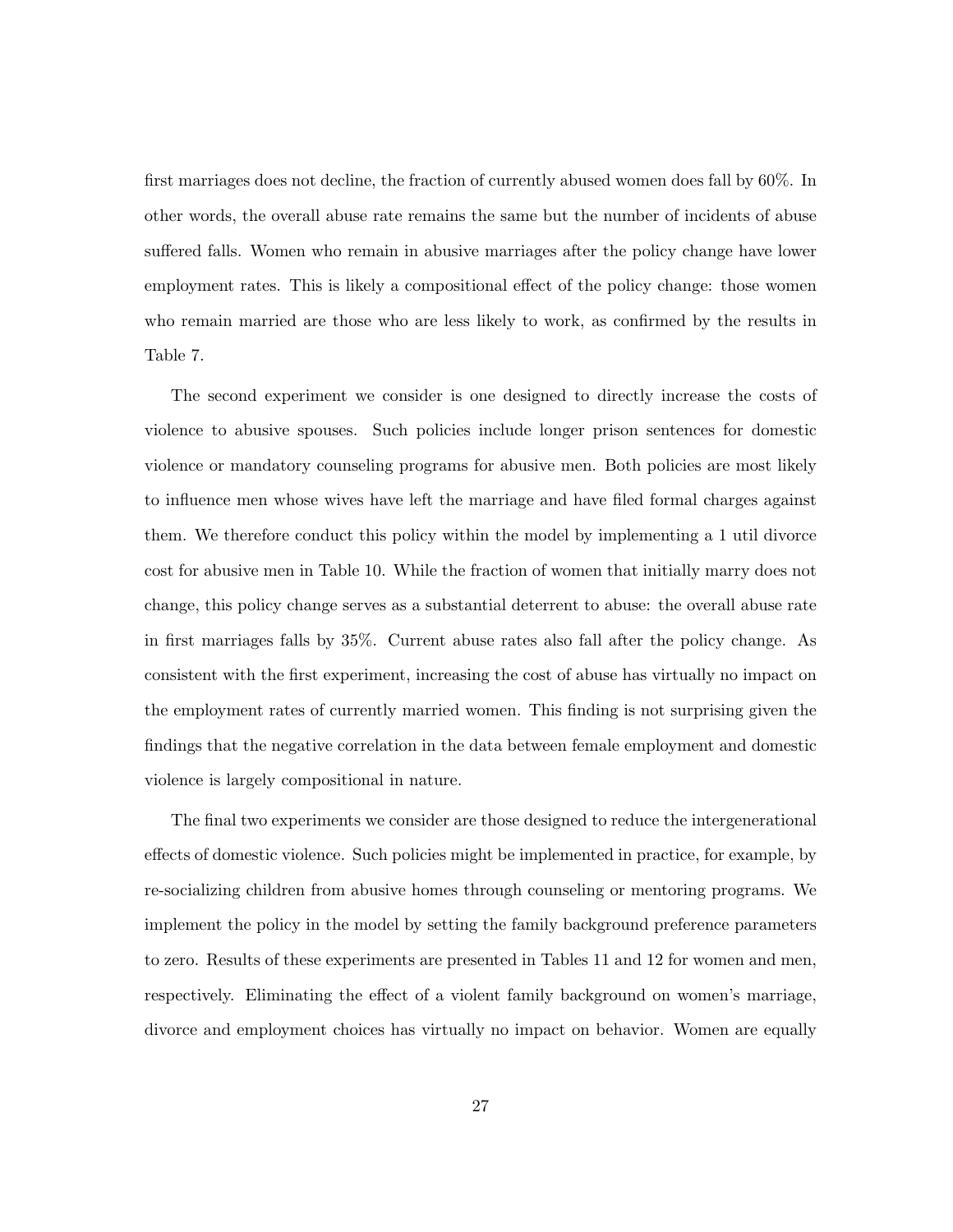first marriages does not decline, the fraction of currently abused women does fall by 60%. In other words, the overall abuse rate remains the same but the number of incidents of abuse suffered falls. Women who remain in abusive marriages after the policy change have lower employment rates. This is likely a compositional effect of the policy change: those women who remain married are those who are less likely to work, as confirmed by the results in Table 7.

The second experiment we consider is one designed to directly increase the costs of violence to abusive spouses. Such policies include longer prison sentences for domestic violence or mandatory counseling programs for abusive men. Both policies are most likely to influence men whose wives have left the marriage and have filed formal charges against them. We therefore conduct this policy within the model by implementing a 1 util divorce cost for abusive men in Table 10. While the fraction of women that initially marry does not change, this policy change serves as a substantial deterrent to abuse: the overall abuse rate in first marriages falls by 35%. Current abuse rates also fall after the policy change. As consistent with the first experiment, increasing the cost of abuse has virtually no impact on the employment rates of currently married women. This finding is not surprising given the findings that the negative correlation in the data between female employment and domestic violence is largely compositional in nature.

The final two experiments we consider are those designed to reduce the intergenerational effects of domestic violence. Such policies might be implemented in practice, for example, by re-socializing children from abusive homes through counseling or mentoring programs. We implement the policy in the model by setting the family background preference parameters to zero. Results of these experiments are presented in Tables 11 and 12 for women and men, respectively. Eliminating the effect of a violent family background on women's marriage, divorce and employment choices has virtually no impact on behavior. Women are equally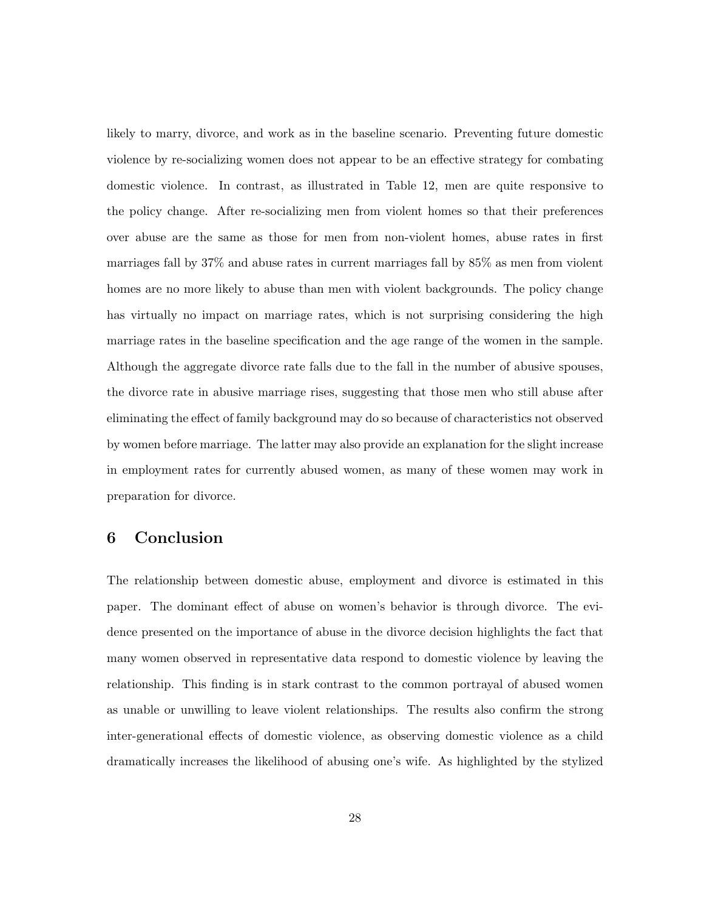likely to marry, divorce, and work as in the baseline scenario. Preventing future domestic violence by re-socializing women does not appear to be an effective strategy for combating domestic violence. In contrast, as illustrated in Table 12, men are quite responsive to the policy change. After re-socializing men from violent homes so that their preferences over abuse are the same as those for men from non-violent homes, abuse rates in first marriages fall by 37% and abuse rates in current marriages fall by 85% as men from violent homes are no more likely to abuse than men with violent backgrounds. The policy change has virtually no impact on marriage rates, which is not surprising considering the high marriage rates in the baseline specification and the age range of the women in the sample. Although the aggregate divorce rate falls due to the fall in the number of abusive spouses, the divorce rate in abusive marriage rises, suggesting that those men who still abuse after eliminating the effect of family background may do so because of characteristics not observed by women before marriage. The latter may also provide an explanation for the slight increase in employment rates for currently abused women, as many of these women may work in preparation for divorce.

## 6 Conclusion

The relationship between domestic abuse, employment and divorce is estimated in this paper. The dominant effect of abuse on women's behavior is through divorce. The evidence presented on the importance of abuse in the divorce decision highlights the fact that many women observed in representative data respond to domestic violence by leaving the relationship. This finding is in stark contrast to the common portrayal of abused women as unable or unwilling to leave violent relationships. The results also confirm the strong inter-generational effects of domestic violence, as observing domestic violence as a child dramatically increases the likelihood of abusing one's wife. As highlighted by the stylized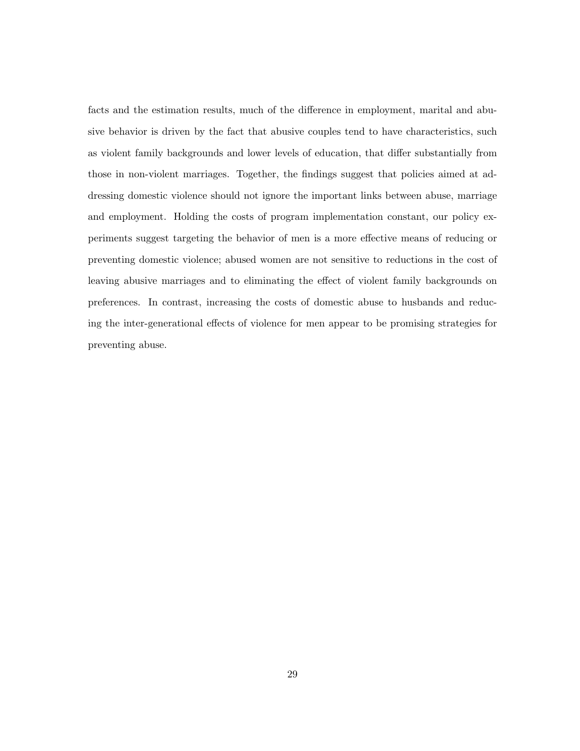facts and the estimation results, much of the difference in employment, marital and abusive behavior is driven by the fact that abusive couples tend to have characteristics, such as violent family backgrounds and lower levels of education, that differ substantially from those in non-violent marriages. Together, the findings suggest that policies aimed at addressing domestic violence should not ignore the important links between abuse, marriage and employment. Holding the costs of program implementation constant, our policy experiments suggest targeting the behavior of men is a more effective means of reducing or preventing domestic violence; abused women are not sensitive to reductions in the cost of leaving abusive marriages and to eliminating the effect of violent family backgrounds on preferences. In contrast, increasing the costs of domestic abuse to husbands and reducing the inter-generational effects of violence for men appear to be promising strategies for preventing abuse.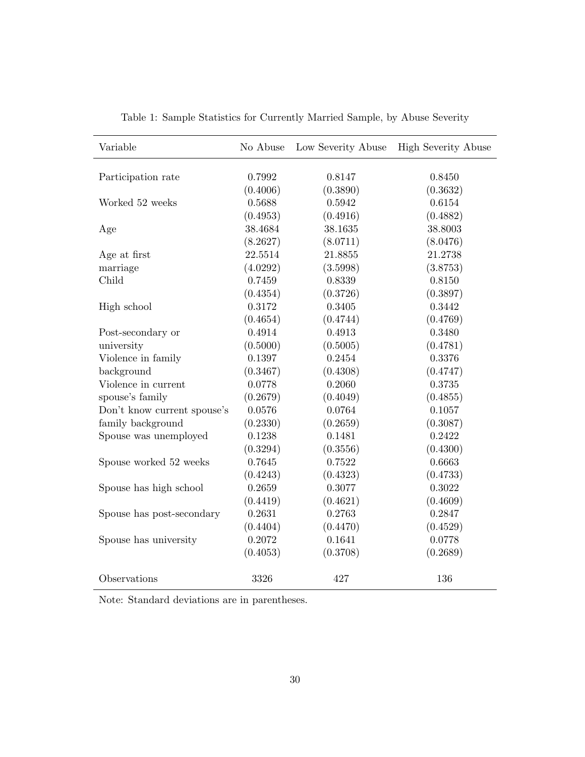Table 1: Sample Statistics for Currently Married Sample, by Abuse Severity

| Variable | No Abuse | Low Severity Abuse | High Severity Abuse |
|---|---|---|---|
| Participation rate | 0.7992 | 0.8147 | 0.8450 |
| | (0.4006) | (0.3890) | (0.3632) |
| Worked 52 weeks | 0.5688 | 0.5942 | 0.6154 |
| | (0.4953) | (0.4916) | (0.4882) |
| Age | 38.4684 | 38.1635 | 38.8003 |
| | (8.2627) | (8.0711) | (8.0476) |
| Age at first marriage | 22.5514 | 21.8855 | 21.2738 |
| | (4.0292) | (3.5998) | (3.8753) |
| Child | 0.7459 | 0.8339 | 0.8150 |
| | (0.4354) | (0.3726) | (0.3897) |
| High school | 0.3172 | 0.3405 | 0.3442 |
| | (0.4654) | (0.4744) | (0.4769) |
| Post-secondary or university | 0.4914 | 0.4913 | 0.3480 |
| | (0.5000) | (0.5005) | (0.4781) |
| Violence in family background | 0.1397 | 0.2454 | 0.3376 |
| | (0.3467) | (0.4308) | (0.4747) |
| Violence in current spouse's family | 0.0778 | 0.2060 | 0.3735 |
| | (0.2679) | (0.4049) | (0.4855) |
| Don't know current spouse's family background | 0.0576 | 0.0764 | 0.1057 |
| | (0.2330) | (0.2659) | (0.3087) |
| Spouse was unemployed | 0.1238 | 0.1481 | 0.2422 |
| | (0.3294) | (0.3556) | (0.4300) |
| Spouse worked 52 weeks | 0.7645 | 0.7522 | 0.6663 |
| | (0.4243) | (0.4323) | (0.4733) |
| Spouse has high school | 0.2659 | 0.3077 | 0.3022 |
| | (0.4419) | (0.4621) | (0.4609) |
| Spouse has post-secondary | 0.2631 | 0.2763 | 0.2847 |
| | (0.4404) | (0.4470) | (0.4529) |
| Spouse has university | 0.2072 | 0.1641 | 0.0778 |
| | (0.4053) | (0.3708) | (0.2689) |
| Observations | 3326 | 427 | 136 |

Note: Standard deviations are in parentheses.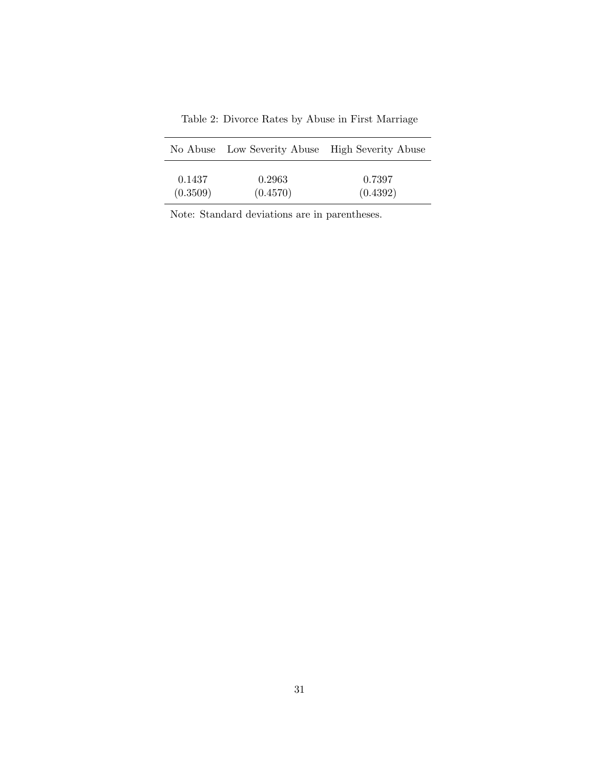Table 2: Divorce Rates by Abuse in First Marriage

| No Abuse | Low Severity Abuse | High Severity Abuse |
|---|---|---|
| 0.1437 | 0.2963 | 0.7397 |
| (0.3509) | (0.4570) | (0.4392) |

Note: Standard deviations are in parentheses.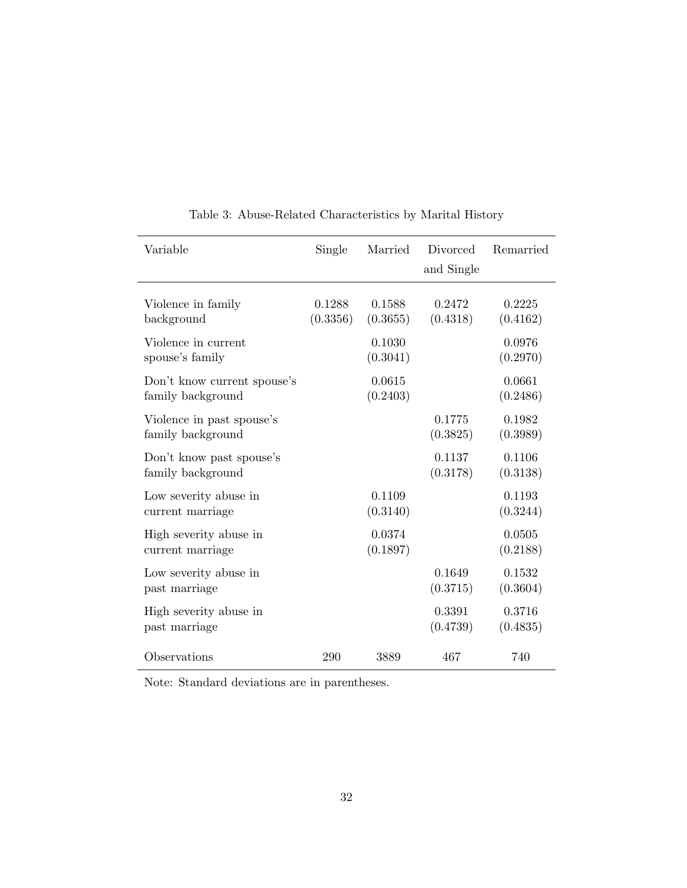Table 3: Abuse-Related Characteristics by Marital History

| Variable | Single | Married | Divorced and Single | Remarried |
|---|---|---|---|---|
| Violence in family background | 0.1288 (0.3356) | 0.1588 (0.3655) | 0.2472 (0.4318) | 0.2225 (0.4162) |
| Violence in current spouse's family | | 0.1030 (0.3041) | | 0.0976 (0.2970) |
| Don't know current spouse's family background | | 0.0615 (0.2403) | | 0.0661 (0.2486) |
| Violence in past spouse's family background | | | 0.1775 (0.3825) | 0.1982 (0.3989) |
| Don't know past spouse's family background | | | 0.1137 (0.3178) | 0.1106 (0.3138) |
| Low severity abuse in current marriage | | 0.1109 (0.3140) | | 0.1193 (0.3244) |
| High severity abuse in current marriage | | 0.0374 (0.1897) | | 0.0505 (0.2188) |
| Low severity abuse in past marriage | | | 0.1649 (0.3715) | 0.1532 (0.3604) |
| High severity abuse in past marriage | | | 0.3391 (0.4739) | 0.3716 (0.4835) |
| Observations | 290 | 3889 | 467 | 740 |

Note: Standard deviations are in parentheses.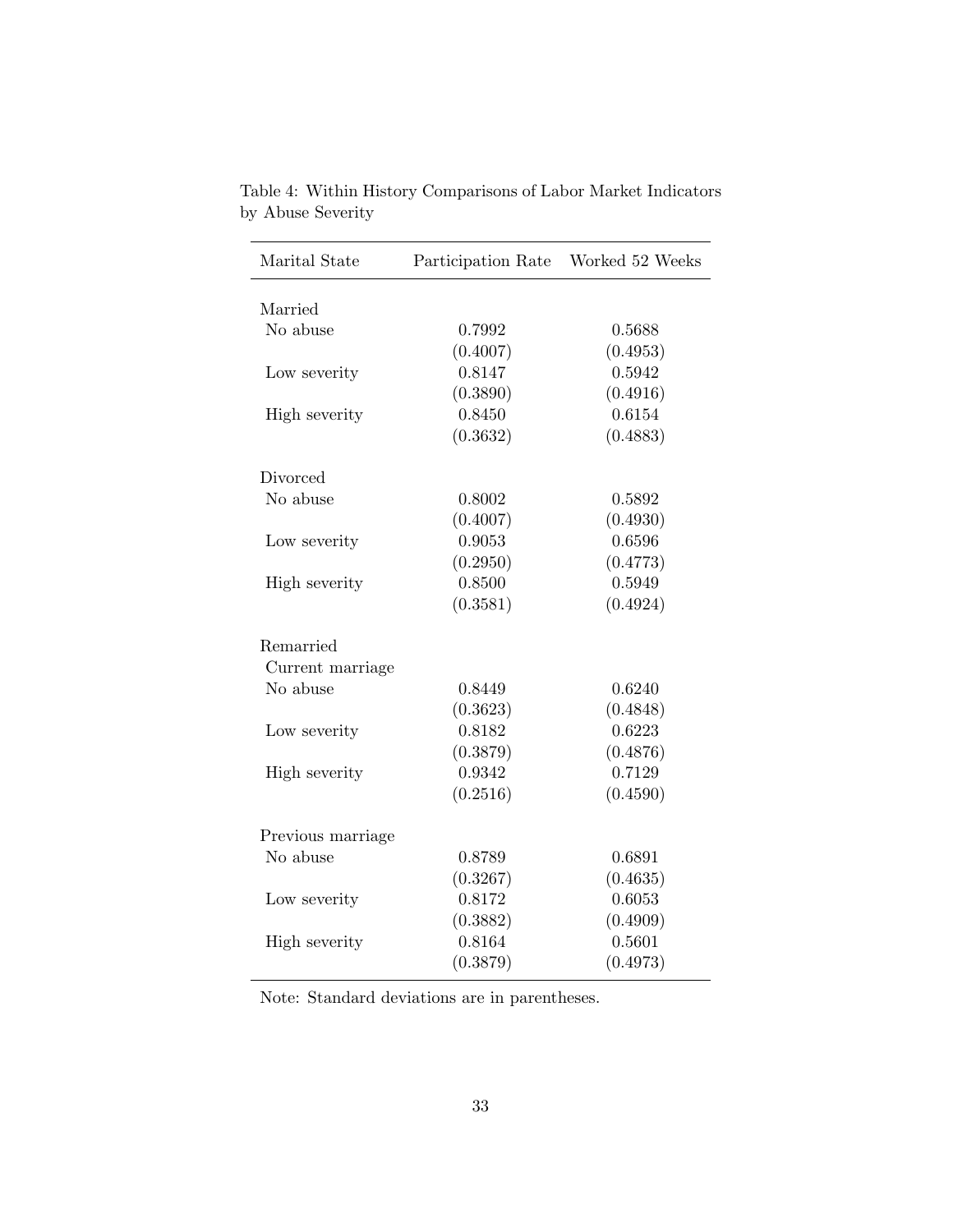Table 4: Within History Comparisons of Labor Market Indicators by Abuse Severity

| Marital State | Participation Rate | Worked 52 Weeks |
|---|---|---|
| Married | | |
| No abuse | 0.7992 | 0.5688 |
| | (0.4007) | (0.4953) |
| Low severity | 0.8147 | 0.5942 |
| | (0.3890) | (0.4916) |
| High severity | 0.8450 | 0.6154 |
| | (0.3632) | (0.4883) |
| Divorced | | |
| No abuse | 0.8002 | 0.5892 |
| | (0.4007) | (0.4930) |
| Low severity | 0.9053 | 0.6596 |
| | (0.2950) | (0.4773) |
| High severity | 0.8500 | 0.5949 |
| | (0.3581) | (0.4924) |
| Remarried | | |
| Current marriage | | |
| No abuse | 0.8449 | 0.6240 |
| | (0.3623) | (0.4848) |
| Low severity | 0.8182 | 0.6223 |
| | (0.3879) | (0.4876) |
| High severity | 0.9342 | 0.7129 |
| | (0.2516) | (0.4590) |
| Previous marriage | | |
| No abuse | 0.8789 | 0.6891 |
| | (0.3267) | (0.4635) |
| Low severity | 0.8172 | 0.6053 |
| | (0.3882) | (0.4909) |
| High severity | 0.8164 | 0.5601 |
| | (0.3879) | (0.4973) |

Note: Standard deviations are in parentheses.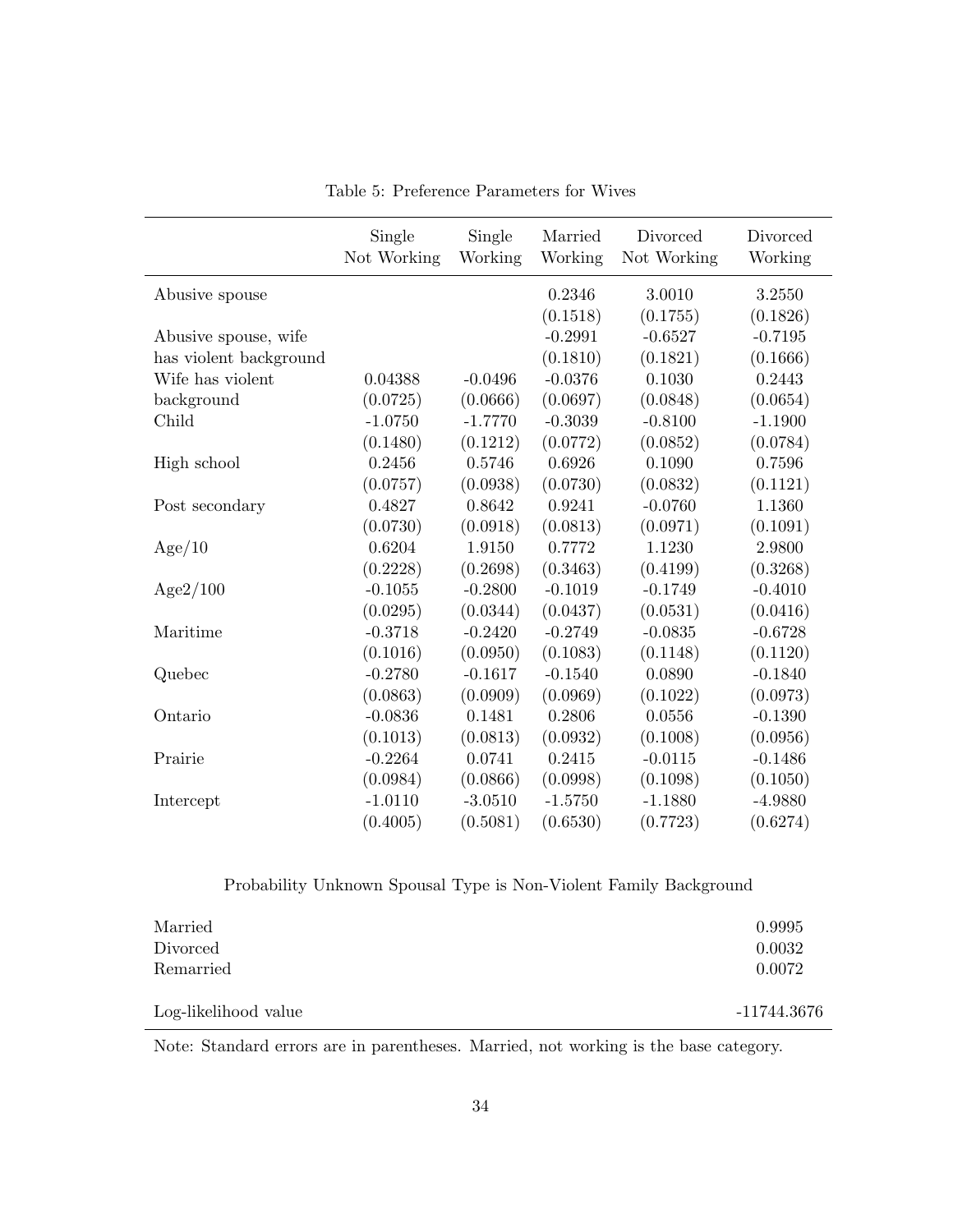Table 5: Preference Parameters for Wives

| | Single Not Working | Single Working | Married Working | Divorced Not Working | Divorced Working |
|---|---|---|---|---|---|
| Abusive spouse | | | 0.2346 | 3.0010 | 3.2550 |
| | | | (0.1518) | (0.1755) | (0.1826) |
| Abusive spouse, wife has violent background | | | -0.2991 | -0.6527 | -0.7195 |
| | | | (0.1810) | (0.1821) | (0.1666) |
| Wife has violent background | 0.04388 | -0.0496 | -0.0376 | 0.1030 | 0.2443 |
| | (0.0725) | (0.0666) | (0.0697) | (0.0848) | (0.0654) |
| Child | -1.0750 | -1.7770 | -0.3039 | -0.8100 | -1.1900 |
| | (0.1480) | (0.1212) | (0.0772) | (0.0852) | (0.0784) |
| High school | 0.2456 | 0.5746 | 0.6926 | 0.1090 | 0.7596 |
| | (0.0757) | (0.0938) | (0.0730) | (0.0832) | (0.1121) |
| Post secondary | 0.4827 | 0.8642 | 0.9241 | -0.0760 | 1.1360 |
| | (0.0730) | (0.0918) | (0.0813) | (0.0971) | (0.1091) |
| Age/10 | 0.6204 | 1.9150 | 0.7772 | 1.1230 | 2.9800 |
| | (0.2228) | (0.2698) | (0.3463) | (0.4199) | (0.3268) |
| Age2/100 | -0.1055 | -0.2800 | -0.1019 | -0.1749 | -0.4010 |
| | (0.0295) | (0.0344) | (0.0437) | (0.0531) | (0.0416) |
| Maritime | -0.3718 | -0.2420 | -0.2749 | -0.0835 | -0.6728 |
| | (0.1016) | (0.0950) | (0.1083) | (0.1148) | (0.1120) |
| Quebec | -0.2780 | -0.1617 | -0.1540 | 0.0890 | -0.1840 |
| | (0.0863) | (0.0909) | (0.0969) | (0.1022) | (0.0973) |
| Ontario | -0.0836 | 0.1481 | 0.2806 | 0.0556 | -0.1390 |
| | (0.1013) | (0.0813) | (0.0932) | (0.1008) | (0.0956) |
| Prairie | -0.2264 | 0.0741 | 0.2415 | -0.0115 | -0.1486 |
| | (0.0984) | (0.0866) | (0.0998) | (0.1098) | (0.1050) |
| Intercept | -1.0110 | -3.0510 | -1.5750 | -1.1880 | -4.9880 |
| | (0.4005) | (0.5081) | (0.6530) | (0.7723) | (0.6274) |

Probability Unknown Spousal Type is Non-Violent Family Background

| | |
|---|---|
| Married | 0.9995 |
| Divorced | 0.0032 |
| Remarried | 0.0072 |
| Log-likelihood value | -11744.3676 |

Note: Standard errors are in parentheses. Married, not working is the base category.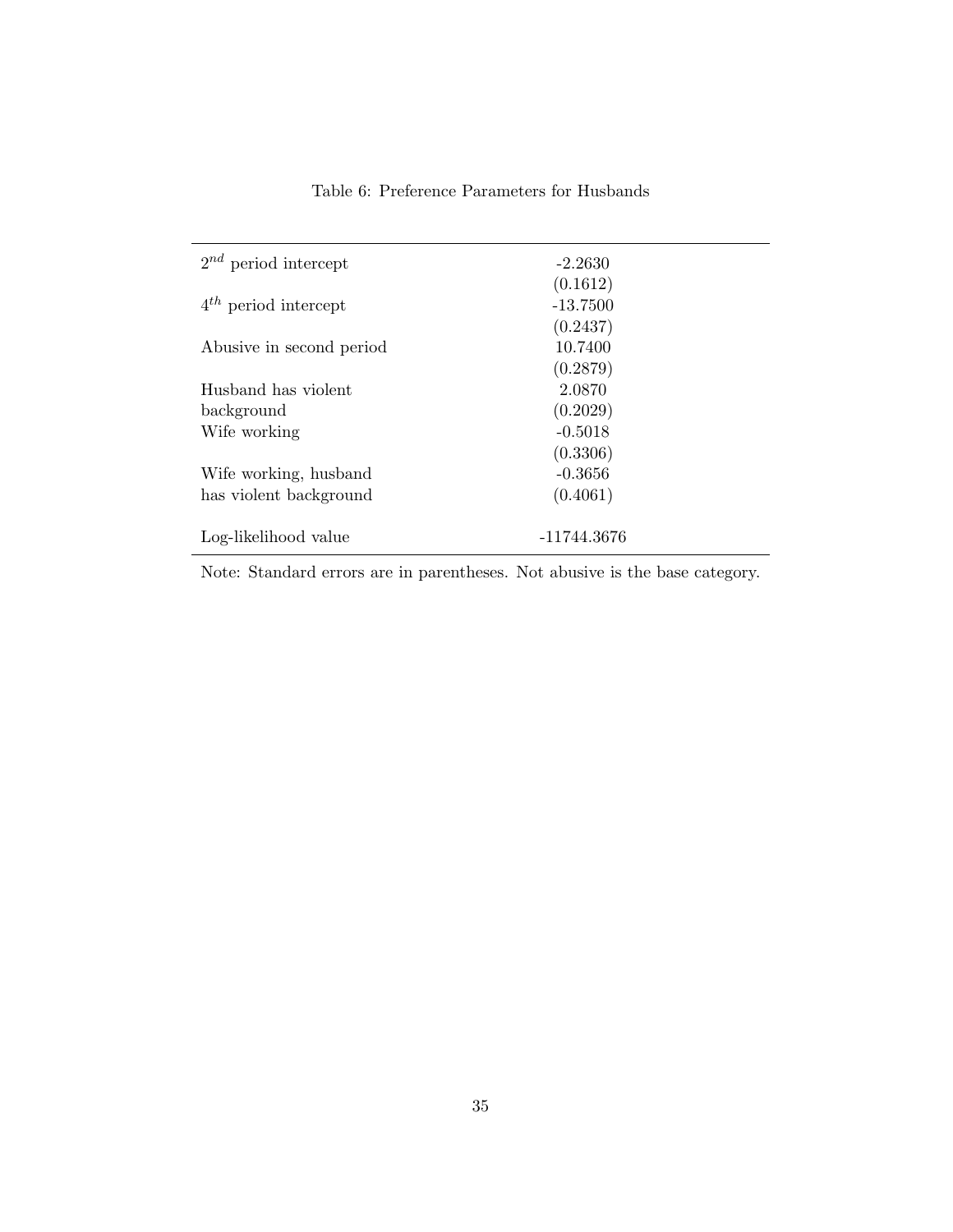Table 6: Preference Parameters for Husbands

| | |
|---|---|
| $2^{nd}$ period intercept | -2.2630 |
| | (0.1612) |
| $4^{th}$ period intercept | -13.7500 |
| | (0.2437) |
| Abusive in second period | 10.7400 |
| | (0.2879) |
| Husband has violent background | 2.0870 |
| | (0.2029) |
| Wife working | -0.5018 |
| | (0.3306) |
| Wife working, husband has violent background | -0.3656 |
| | (0.4061) |
| Log-likelihood value | -11744.3676 |

Note: Standard errors are in parentheses. Not abusive is the base category.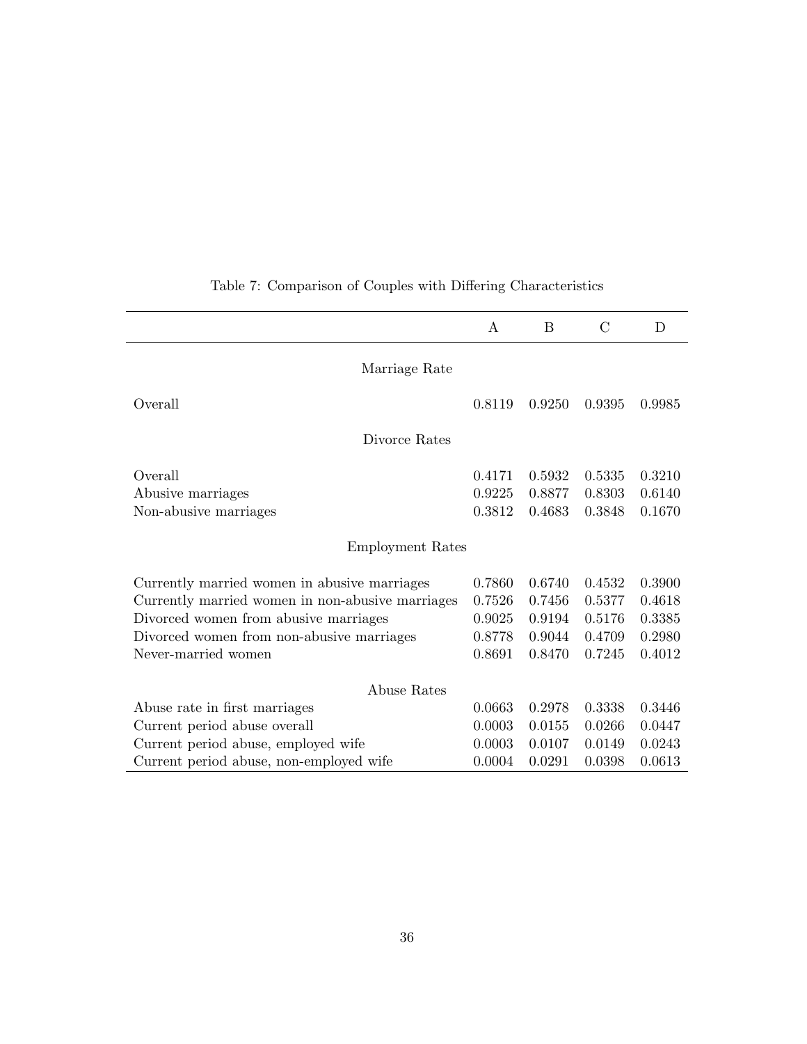Table 7: Comparison of Couples with Differing Characteristics

| | A | B | C | D |
|---|---|---|---|---|
| **Marriage Rate** | | | | |
| Overall | 0.8119 | 0.9250 | 0.9395 | 0.9985 |
| **Divorce Rates** | | | | |
| Overall | 0.4171 | 0.5932 | 0.5335 | 0.3210 |
| Abusive marriages | 0.9225 | 0.8877 | 0.8303 | 0.6140 |
| Non-abusive marriages | 0.3812 | 0.4683 | 0.3848 | 0.1670 |
| **Employment Rates** | | | | |
| Currently married women in abusive marriages | 0.7860 | 0.6740 | 0.4532 | 0.3900 |
| Currently married women in non-abusive marriages | 0.7526 | 0.7456 | 0.5377 | 0.4618 |
| Divorced women from abusive marriages | 0.9025 | 0.9194 | 0.5176 | 0.3385 |
| Divorced women from non-abusive marriages | 0.8778 | 0.9044 | 0.4709 | 0.2980 |
| Never-married women | 0.8691 | 0.8470 | 0.7245 | 0.4012 |
| **Abuse Rates** | | | | |
| Abuse rate in first marriages | 0.0663 | 0.2978 | 0.3338 | 0.3446 |
| Current period abuse overall | 0.0003 | 0.0155 | 0.0266 | 0.0447 |
| Current period abuse, employed wife | 0.0003 | 0.0107 | 0.0149 | 0.0243 |
| Current period abuse, non-employed wife | 0.0004 | 0.0291 | 0.0398 | 0.0613 |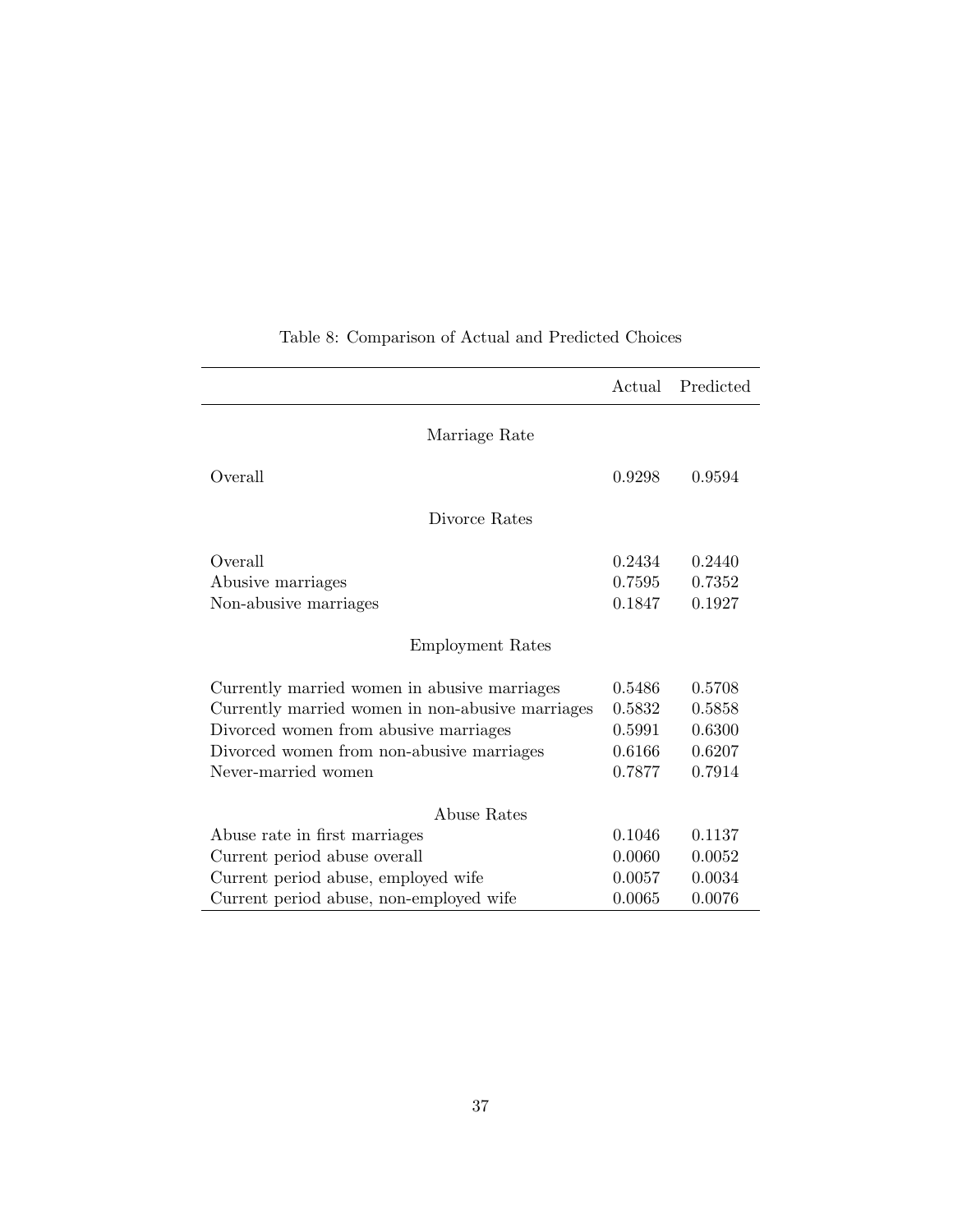Table 8: Comparison of Actual and Predicted Choices

| | Actual | Predicted |
|---|---|---|
| **Marriage Rate** | | |
| Overall | 0.9298 | 0.9594 |
| **Divorce Rates** | | |
| Overall | 0.2434 | 0.2440 |
| Abusive marriages | 0.7595 | 0.7352 |
| Non-abusive marriages | 0.1847 | 0.1927 |
| **Employment Rates** | | |
| Currently married women in abusive marriages | 0.5486 | 0.5708 |
| Currently married women in non-abusive marriages | 0.5832 | 0.5858 |
| Divorced women from abusive marriages | 0.5991 | 0.6300 |
| Divorced women from non-abusive marriages | 0.6166 | 0.6207 |
| Never-married women | 0.7877 | 0.7914 |
| **Abuse Rates** | | |
| Abuse rate in first marriages | 0.1046 | 0.1137 |
| Current period abuse overall | 0.0060 | 0.0052 |
| Current period abuse, employed wife | 0.0057 | 0.0034 |
| Current period abuse, non-employed wife | 0.0065 | 0.0076 |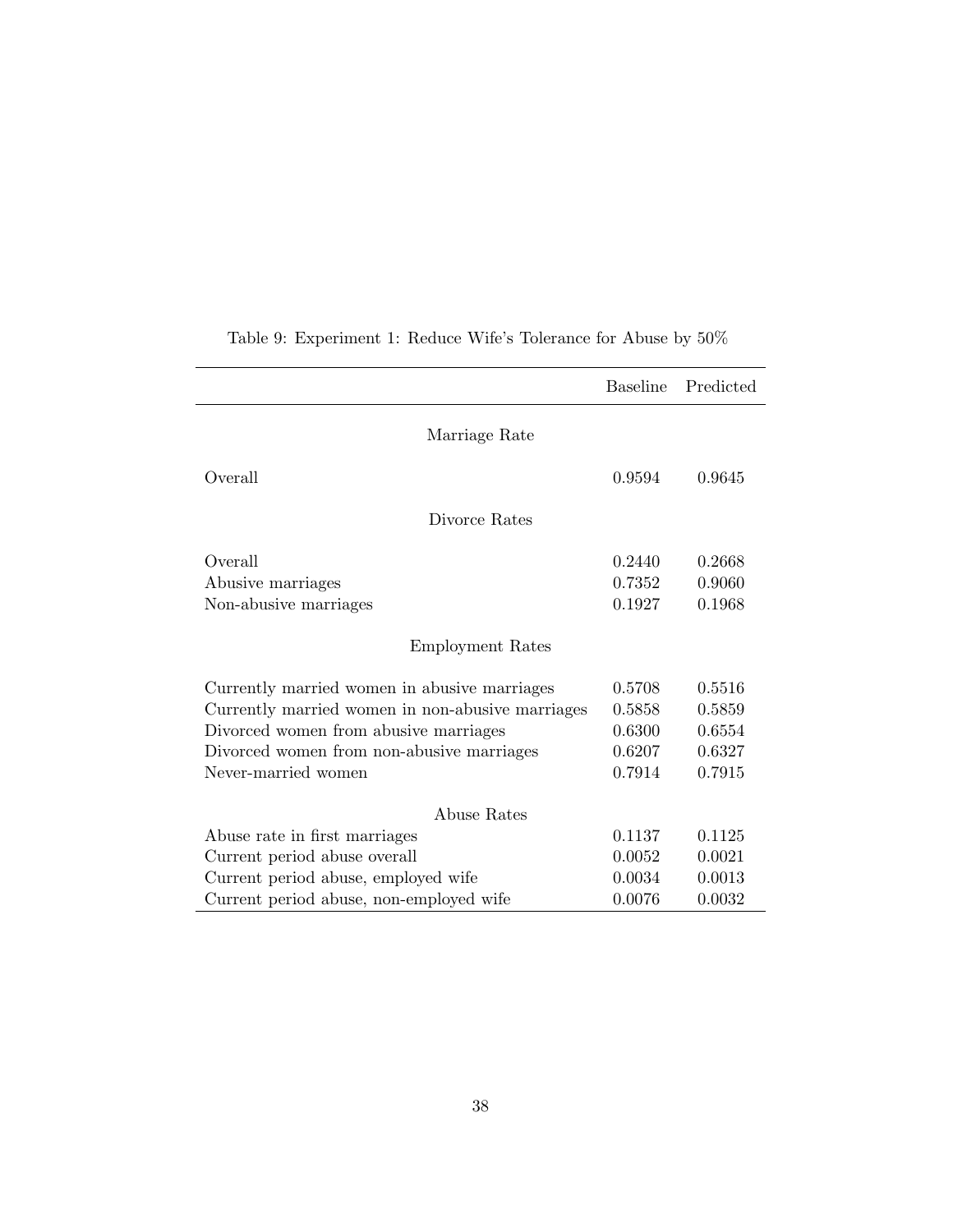Table 9: Experiment 1: Reduce Wife's Tolerance for Abuse by 50%

| | Baseline | Predicted |
|---|---|---|
| **Marriage Rate** | | |
| Overall | 0.9594 | 0.9645 |
| **Divorce Rates** | | |
| Overall | 0.2440 | 0.2668 |
| Abusive marriages | 0.7352 | 0.9060 |
| Non-abusive marriages | 0.1927 | 0.1968 |
| **Employment Rates** | | |
| Currently married women in abusive marriages | 0.5708 | 0.5516 |
| Currently married women in non-abusive marriages | 0.5858 | 0.5859 |
| Divorced women from abusive marriages | 0.6300 | 0.6554 |
| Divorced women from non-abusive marriages | 0.6207 | 0.6327 |
| Never-married women | 0.7914 | 0.7915 |
| **Abuse Rates** | | |
| Abuse rate in first marriages | 0.1137 | 0.1125 |
| Current period abuse overall | 0.0052 | 0.0021 |
| Current period abuse, employed wife | 0.0034 | 0.0013 |
| Current period abuse, non-employed wife | 0.0076 | 0.0032 |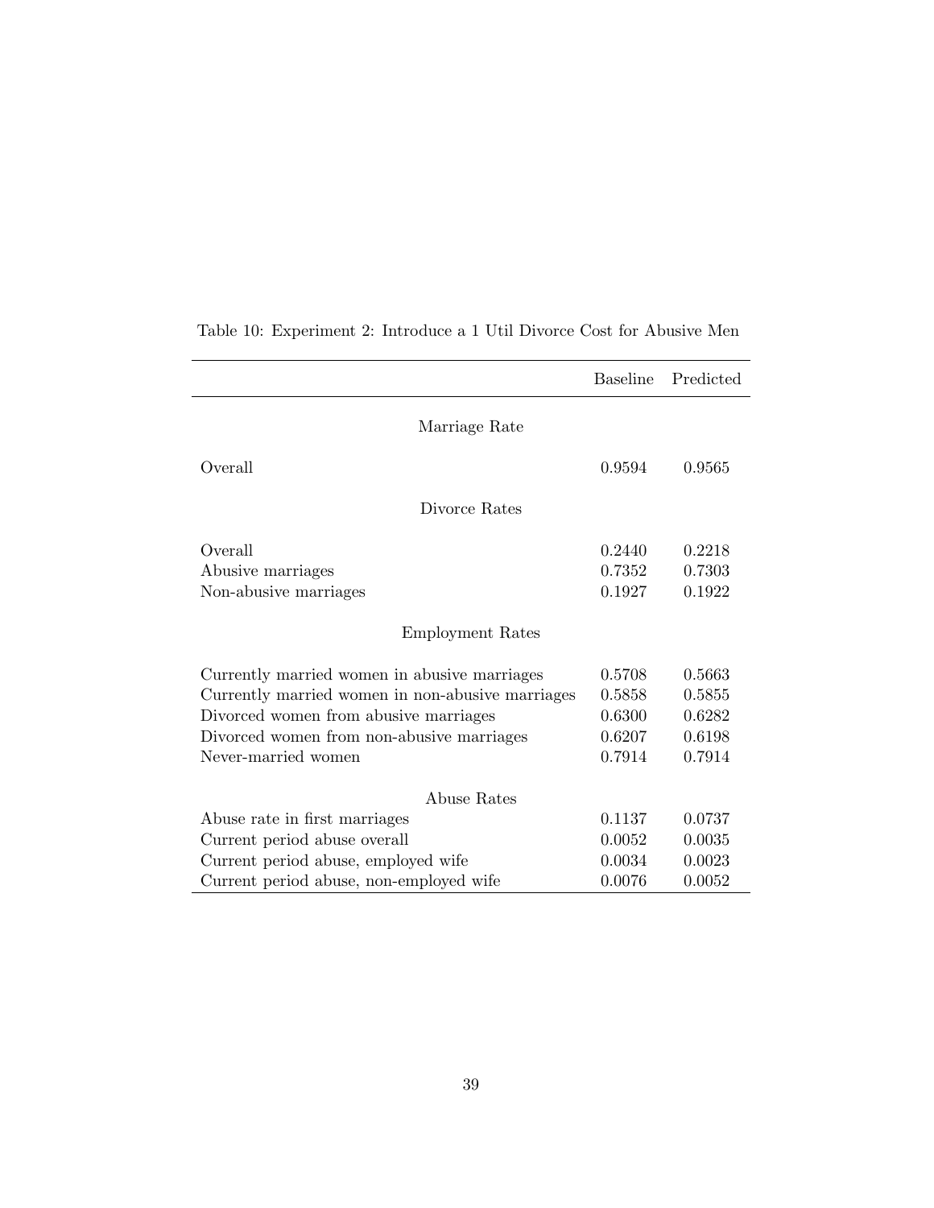Table 10: Experiment 2: Introduce a 1 Util Divorce Cost for Abusive Men

| | Baseline | Predicted |
|---|---|---|
| **Marriage Rate** | | |
| Overall | 0.9594 | 0.9565 |
| **Divorce Rates** | | |
| Overall | 0.2440 | 0.2218 |
| Abusive marriages | 0.7352 | 0.7303 |
| Non-abusive marriages | 0.1927 | 0.1922 |
| **Employment Rates** | | |
| Currently married women in abusive marriages | 0.5708 | 0.5663 |
| Currently married women in non-abusive marriages | 0.5858 | 0.5855 |
| Divorced women from abusive marriages | 0.6300 | 0.6282 |
| Divorced women from non-abusive marriages | 0.6207 | 0.6198 |
| Never-married women | 0.7914 | 0.7914 |
| **Abuse Rates** | | |
| Abuse rate in first marriages | 0.1137 | 0.0737 |
| Current period abuse overall | 0.0052 | 0.0035 |
| Current period abuse, employed wife | 0.0034 | 0.0023 |
| Current period abuse, non-employed wife | 0.0076 | 0.0052 |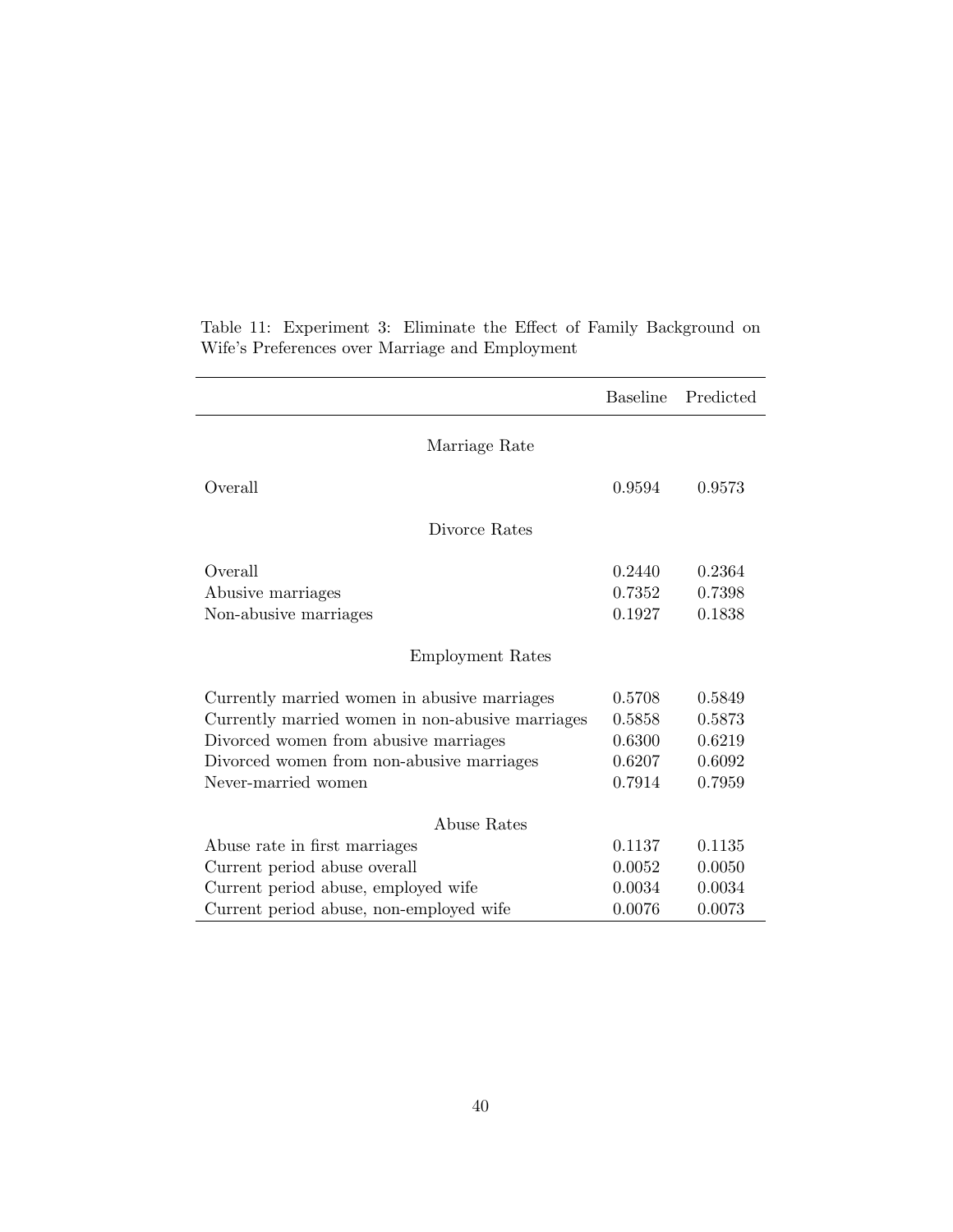Table 11: Experiment 3: Eliminate the Effect of Family Background on Wife's Preferences over Marriage and Employment

| | Baseline | Predicted |
|---|---|---|
| Marriage Rate | | |
| Overall | 0.9594 | 0.9573 |
| Divorce Rates | | |
| Overall | 0.2440 | 0.2364 |
| Abusive marriages | 0.7352 | 0.7398 |
| Non-abusive marriages | 0.1927 | 0.1838 |
| Employment Rates | | |
| Currently married women in abusive marriages | 0.5708 | 0.5849 |
| Currently married women in non-abusive marriages | 0.5858 | 0.5873 |
| Divorced women from abusive marriages | 0.6300 | 0.6219 |
| Divorced women from non-abusive marriages | 0.6207 | 0.6092 |
| Never-married women | 0.7914 | 0.7959 |
| Abuse Rates | | |
| Abuse rate in first marriages | 0.1137 | 0.1135 |
| Current period abuse overall | 0.0052 | 0.0050 |
| Current period abuse, employed wife | 0.0034 | 0.0034 |
| Current period abuse, non-employed wife | 0.0076 | 0.0073 |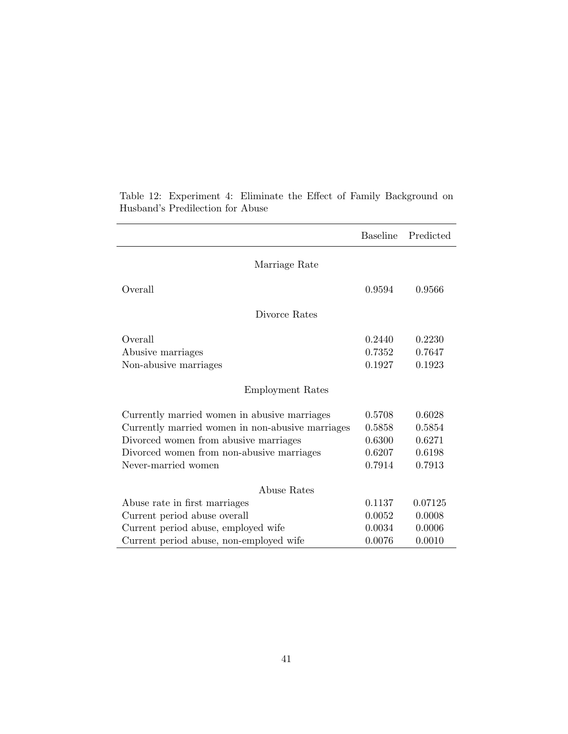Table 12: Experiment 4: Eliminate the Effect of Family Background on Husband's Predilection for Abuse

| | Baseline | Predicted |
|---|---|---|
| Marriage Rate | | |
| Overall | 0.9594 | 0.9566 |
| Divorce Rates | | |
| Overall | 0.2440 | 0.2230 |
| Abusive marriages | 0.7352 | 0.7647 |
| Non-abusive marriages | 0.1927 | 0.1923 |
| Employment Rates | | |
| Currently married women in abusive marriages | 0.5708 | 0.6028 |
| Currently married women in non-abusive marriages | 0.5858 | 0.5854 |
| Divorced women from abusive marriages | 0.6300 | 0.6271 |
| Divorced women from non-abusive marriages | 0.6207 | 0.6198 |
| Never-married women | 0.7914 | 0.7913 |
| Abuse Rates | | |
| Abuse rate in first marriages | 0.1137 | 0.07125 |
| Current period abuse overall | 0.0052 | 0.0008 |
| Current period abuse, employed wife | 0.0034 | 0.0006 |
| Current period abuse, non-employed wife | 0.0076 | 0.0010 |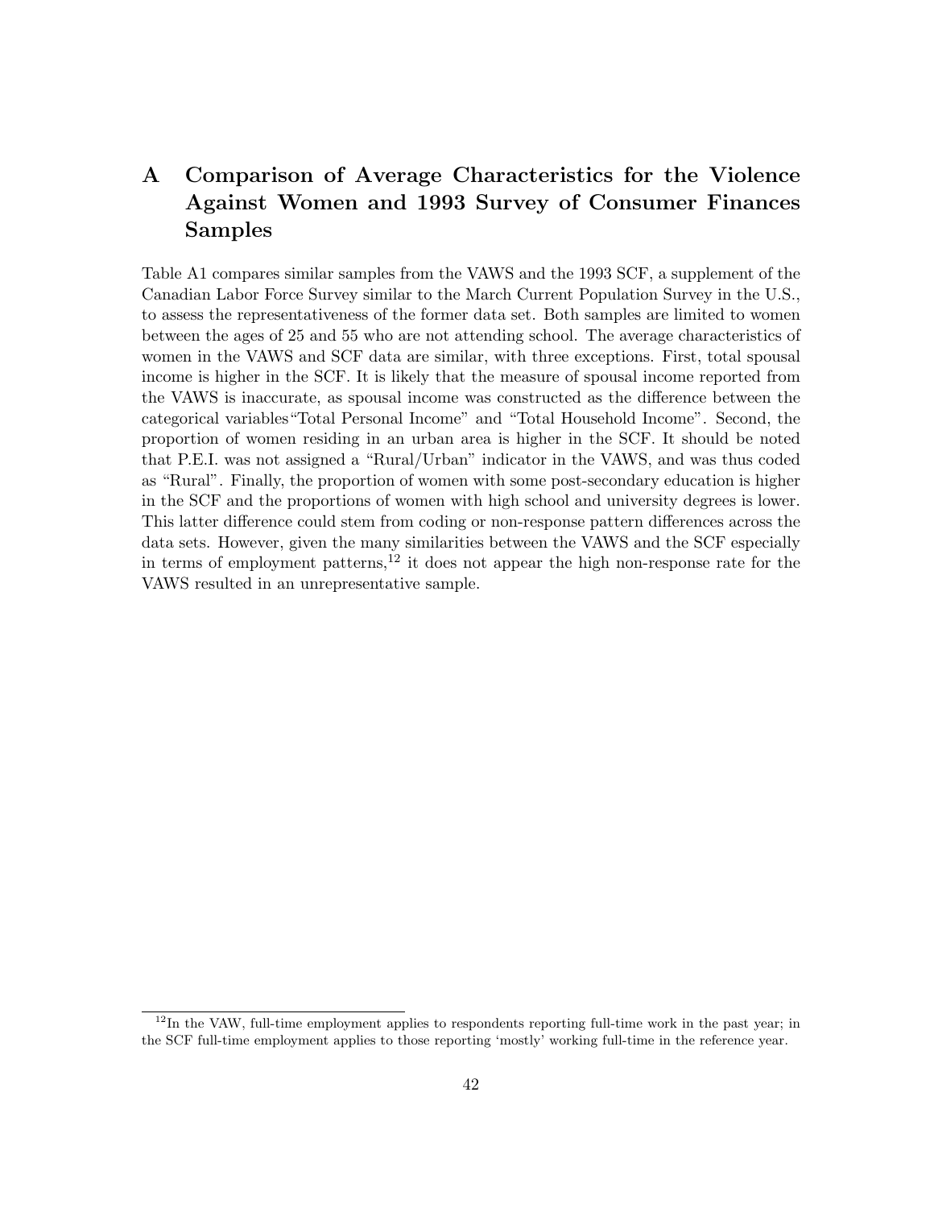# A Comparison of Average Characteristics for the Violence Against Women and 1993 Survey of Consumer Finances Samples

Table A1 compares similar samples from the VAWS and the 1993 SCF, a supplement of the Canadian Labor Force Survey similar to the March Current Population Survey in the U.S., to assess the representativeness of the former data set. Both samples are limited to women between the ages of 25 and 55 who are not attending school. The average characteristics of women in the VAWS and SCF data are similar, with three exceptions. First, total spousal income is higher in the SCF. It is likely that the measure of spousal income reported from the VAWS is inaccurate, as spousal income was constructed as the difference between the categorical variables"Total Personal Income" and "Total Household Income". Second, the proportion of women residing in an urban area is higher in the SCF. It should be noted that P.E.I. was not assigned a "Rural/Urban" indicator in the VAWS, and was thus coded as "Rural". Finally, the proportion of women with some post-secondary education is higher in the SCF and the proportions of women with high school and university degrees is lower. This latter difference could stem from coding or non-response pattern differences across the data sets. However, given the many similarities between the VAWS and the SCF especially in terms of employment patterns,[12] it does not appear the high non-response rate for the VAWS resulted in an unrepresentative sample.

[12] In the VAW, full-time employment applies to respondents reporting full-time work in the past year; in the SCF full-time employment applies to those reporting 'mostly' working full-time in the reference year.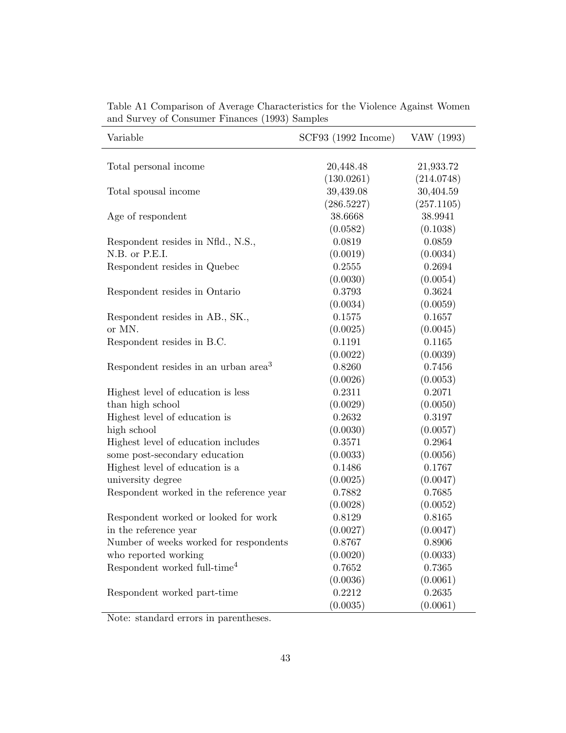Table A1 Comparison of Average Characteristics for the Violence Against Women and Survey of Consumer Finances (1993) Samples

| Variable | SCF93 (1992 Income) | VAW (1993) |
|---|---|---|
| Total personal income | 20,448.48 | 21,933.72 |
| | (130.0261) | (214.0748) |
| Total spousal income | 39,439.08 | 30,404.59 |
| | (286.5227) | (257.1105) |
| Age of respondent | 38.6668 | 38.9941 |
| | (0.0582) | (0.1038) |
| Respondent resides in Nfld., N.S., N.B. or P.E.I. | 0.0819 | 0.0859 |
| | (0.0019) | (0.0034) |
| Respondent resides in Quebec | 0.2555 | 0.2694 |
| | (0.0030) | (0.0054) |
| Respondent resides in Ontario | 0.3793 | 0.3624 |
| | (0.0034) | (0.0059) |
| Respondent resides in AB., SK., or MN. | 0.1575 | 0.1657 |
| | (0.0025) | (0.0045) |
| Respondent resides in B.C. | 0.1191 | 0.1165 |
| | (0.0022) | (0.0039) |
| Respondent resides in an urban area[3] | 0.8260 | 0.7456 |
| | (0.0026) | (0.0053) |
| Highest level of education is less than high school | 0.2311 | 0.2071 |
| | (0.0029) | (0.0050) |
| Highest level of education is high school | 0.2632 | 0.3197 |
| | (0.0030) | (0.0057) |
| Highest level of education includes some post-secondary education | 0.3571 | 0.2964 |
| | (0.0033) | (0.0056) |
| Highest level of education is a university degree | 0.1486 | 0.1767 |
| | (0.0025) | (0.0047) |
| Respondent worked in the reference year | 0.7882 | 0.7685 |
| | (0.0028) | (0.0052) |
| Respondent worked or looked for work in the reference year | 0.8129 | 0.8165 |
| | (0.0027) | (0.0047) |
| Number of weeks worked for respondents who reported working | 0.8767 | 0.8906 |
| | (0.0020) | (0.0033) |
| Respondent worked full-time[4] | 0.7652 | 0.7365 |
| | (0.0036) | (0.0061) |
| Respondent worked part-time | 0.2212 | 0.2635 |
| | (0.0035) | (0.0061) |

Note: standard errors in parentheses.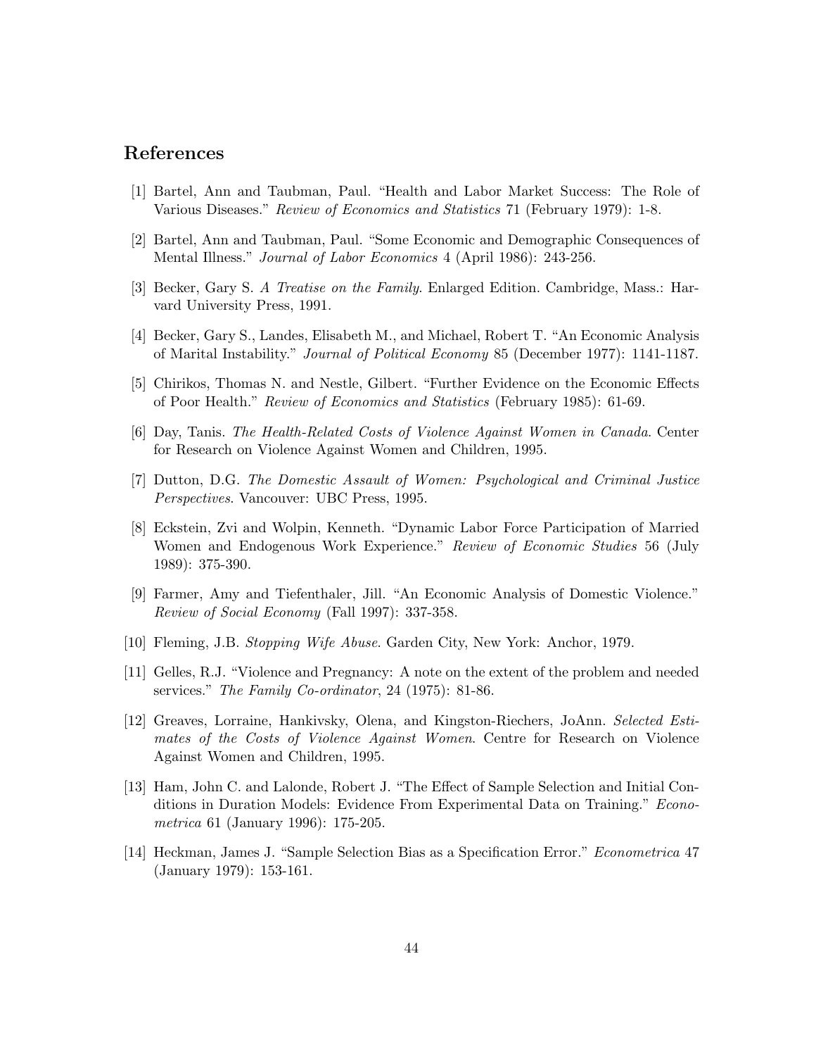## References

[1] Bartel, Ann and Taubman, Paul. "Health and Labor Market Success: The Role of Various Diseases." *Review of Economics and Statistics* 71 (February 1979): 1-8.

[2] Bartel, Ann and Taubman, Paul. "Some Economic and Demographic Consequences of Mental Illness." *Journal of Labor Economics* 4 (April 1986): 243-256.

[3] Becker, Gary S. *A Treatise on the Family*. Enlarged Edition. Cambridge, Mass.: Harvard University Press, 1991.

[4] Becker, Gary S., Landes, Elisabeth M., and Michael, Robert T. "An Economic Analysis of Marital Instability." *Journal of Political Economy* 85 (December 1977): 1141-1187.

[5] Chirikos, Thomas N. and Nestle, Gilbert. "Further Evidence on the Economic Effects of Poor Health." *Review of Economics and Statistics* (February 1985): 61-69.

[6] Day, Tanis. *The Health-Related Costs of Violence Against Women in Canada*. Center for Research on Violence Against Women and Children, 1995.

[7] Dutton, D.G. *The Domestic Assault of Women: Psychological and Criminal Justice Perspectives*. Vancouver: UBC Press, 1995.

[8] Eckstein, Zvi and Wolpin, Kenneth. "Dynamic Labor Force Participation of Married Women and Endogenous Work Experience." *Review of Economic Studies* 56 (July 1989): 375-390.

[9] Farmer, Amy and Tiefenthaler, Jill. "An Economic Analysis of Domestic Violence." *Review of Social Economy* (Fall 1997): 337-358.

[10] Fleming, J.B. *Stopping Wife Abuse*. Garden City, New York: Anchor, 1979.

[11] Gelles, R.J. "Violence and Pregnancy: A note on the extent of the problem and needed services." *The Family Co-ordinator*, 24 (1975): 81-86.

[12] Greaves, Lorraine, Hankivsky, Olena, and Kingston-Riechers, JoAnn. *Selected Estimates of the Costs of Violence Against Women*. Centre for Research on Violence Against Women and Children, 1995.

[13] Ham, John C. and Lalonde, Robert J. "The Effect of Sample Selection and Initial Conditions in Duration Models: Evidence From Experimental Data on Training." *Econometrica* 61 (January 1996): 175-205.

[14] Heckman, James J. "Sample Selection Bias as a Specification Error." *Econometrica* 47 (January 1979): 153-161.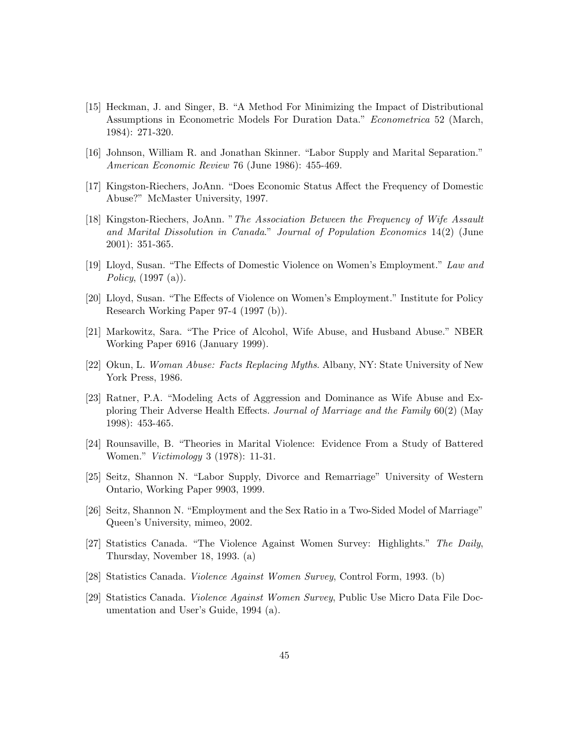[15] Heckman, J. and Singer, B. "A Method For Minimizing the Impact of Distributional Assumptions in Econometric Models For Duration Data." *Econometrica* 52 (March, 1984): 271-320.

[16] Johnson, William R. and Jonathan Skinner. "Labor Supply and Marital Separation." *American Economic Review* 76 (June 1986): 455-469.

[17] Kingston-Riechers, JoAnn. "Does Economic Status Affect the Frequency of Domestic Abuse?" McMaster University, 1997.

[18] Kingston-Riechers, JoAnn. "*The Association Between the Frequency of Wife Assault and Marital Dissolution in Canada*." *Journal of Population Economics* 14(2) (June 2001): 351-365.

[19] Lloyd, Susan. "The Effects of Domestic Violence on Women's Employment." *Law and Policy*, (1997 (a)).

[20] Lloyd, Susan. "The Effects of Violence on Women's Employment." Institute for Policy Research Working Paper 97-4 (1997 (b)).

[21] Markowitz, Sara. "The Price of Alcohol, Wife Abuse, and Husband Abuse." NBER Working Paper 6916 (January 1999).

[22] Okun, L. *Woman Abuse: Facts Replacing Myths*. Albany, NY: State University of New York Press, 1986.

[23] Ratner, P.A. "Modeling Acts of Aggression and Dominance as Wife Abuse and Exploring Their Adverse Health Effects. *Journal of Marriage and the Family* 60(2) (May 1998): 453-465.

[24] Rounsaville, B. "Theories in Marital Violence: Evidence From a Study of Battered Women." *Victimology* 3 (1978): 11-31.

[25] Seitz, Shannon N. "Labor Supply, Divorce and Remarriage" University of Western Ontario, Working Paper 9903, 1999.

[26] Seitz, Shannon N. "Employment and the Sex Ratio in a Two-Sided Model of Marriage" Queen's University, mimeo, 2002.

[27] Statistics Canada. "The Violence Against Women Survey: Highlights." *The Daily*, Thursday, November 18, 1993. (a)

[28] Statistics Canada. *Violence Against Women Survey*, Control Form, 1993. (b)

[29] Statistics Canada. *Violence Against Women Survey*, Public Use Micro Data File Documentation and User's Guide, 1994 (a).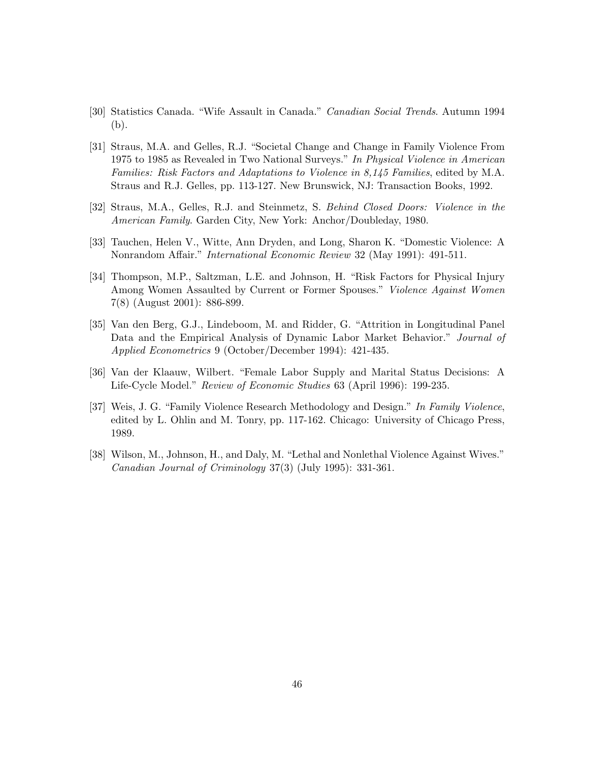[30] Statistics Canada. "Wife Assault in Canada." *Canadian Social Trends*. Autumn 1994 (b).

[31] Straus, M.A. and Gelles, R.J. "Societal Change and Change in Family Violence From 1975 to 1985 as Revealed in Two National Surveys." *In Physical Violence in American Families: Risk Factors and Adaptations to Violence in 8,145 Families*, edited by M.A. Straus and R.J. Gelles, pp. 113-127. New Brunswick, NJ: Transaction Books, 1992.

[32] Straus, M.A., Gelles, R.J. and Steinmetz, S. *Behind Closed Doors: Violence in the American Family*. Garden City, New York: Anchor/Doubleday, 1980.

[33] Tauchen, Helen V., Witte, Ann Dryden, and Long, Sharon K. "Domestic Violence: A Nonrandom Affair." *International Economic Review* 32 (May 1991): 491-511.

[34] Thompson, M.P., Saltzman, L.E. and Johnson, H. "Risk Factors for Physical Injury Among Women Assaulted by Current or Former Spouses." *Violence Against Women* 7(8) (August 2001): 886-899.

[35] Van den Berg, G.J., Lindeboom, M. and Ridder, G. "Attrition in Longitudinal Panel Data and the Empirical Analysis of Dynamic Labor Market Behavior." *Journal of Applied Econometrics* 9 (October/December 1994): 421-435.

[36] Van der Klaauw, Wilbert. "Female Labor Supply and Marital Status Decisions: A Life-Cycle Model." *Review of Economic Studies* 63 (April 1996): 199-235.

[37] Weis, J. G. "Family Violence Research Methodology and Design." *In Family Violence*, edited by L. Ohlin and M. Tonry, pp. 117-162. Chicago: University of Chicago Press, 1989.

[38] Wilson, M., Johnson, H., and Daly, M. "Lethal and Nonlethal Violence Against Wives." *Canadian Journal of Criminology* 37(3) (July 1995): 331-361.